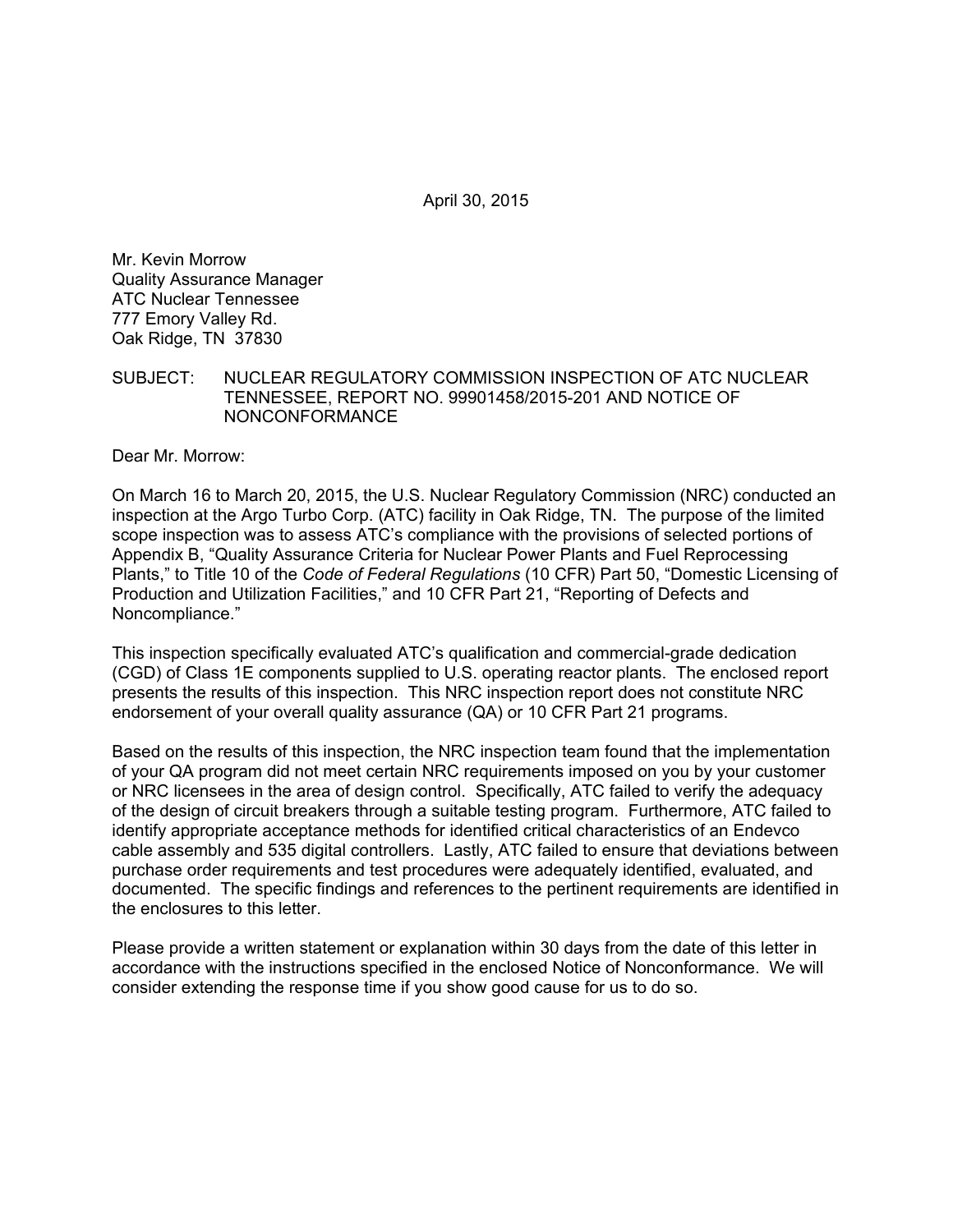April 30, 2015

Mr. Kevin Morrow  
Quality Assurance Manager  
ATC Nuclear Tennessee  
777 Emory Valley Rd.  
Oak Ridge, TN 37830

SUBJECT: NUCLEAR REGULATORY COMMISSION INSPECTION OF ATC NUCLEAR TENNESSEE, REPORT NO. 99901458/2015-201 AND NOTICE OF NONCONFORMANCE

Dear Mr. Morrow:

On March 16 to March 20, 2015, the U.S. Nuclear Regulatory Commission (NRC) conducted an inspection at the Argo Turbo Corp. (ATC) facility in Oak Ridge, TN. The purpose of the limited scope inspection was to assess ATC's compliance with the provisions of selected portions of Appendix B, "Quality Assurance Criteria for Nuclear Power Plants and Fuel Reprocessing Plants," to Title 10 of the *Code of Federal Regulations* (10 CFR) Part 50, "Domestic Licensing of Production and Utilization Facilities," and 10 CFR Part 21, "Reporting of Defects and Noncompliance."

This inspection specifically evaluated ATC's qualification and commercial-grade dedication (CGD) of Class 1E components supplied to U.S. operating reactor plants. The enclosed report presents the results of this inspection. This NRC inspection report does not constitute NRC endorsement of your overall quality assurance (QA) or 10 CFR Part 21 programs.

Based on the results of this inspection, the NRC inspection team found that the implementation of your QA program did not meet certain NRC requirements imposed on you by your customer or NRC licensees in the area of design control. Specifically, ATC failed to verify the adequacy of the design of circuit breakers through a suitable testing program. Furthermore, ATC failed to identify appropriate acceptance methods for identified critical characteristics of an Endevco cable assembly and 535 digital controllers. Lastly, ATC failed to ensure that deviations between purchase order requirements and test procedures were adequately identified, evaluated, and documented. The specific findings and references to the pertinent requirements are identified in the enclosures to this letter.

Please provide a written statement or explanation within 30 days from the date of this letter in accordance with the instructions specified in the enclosed Notice of Nonconformance. We will consider extending the response time if you show good cause for us to do so.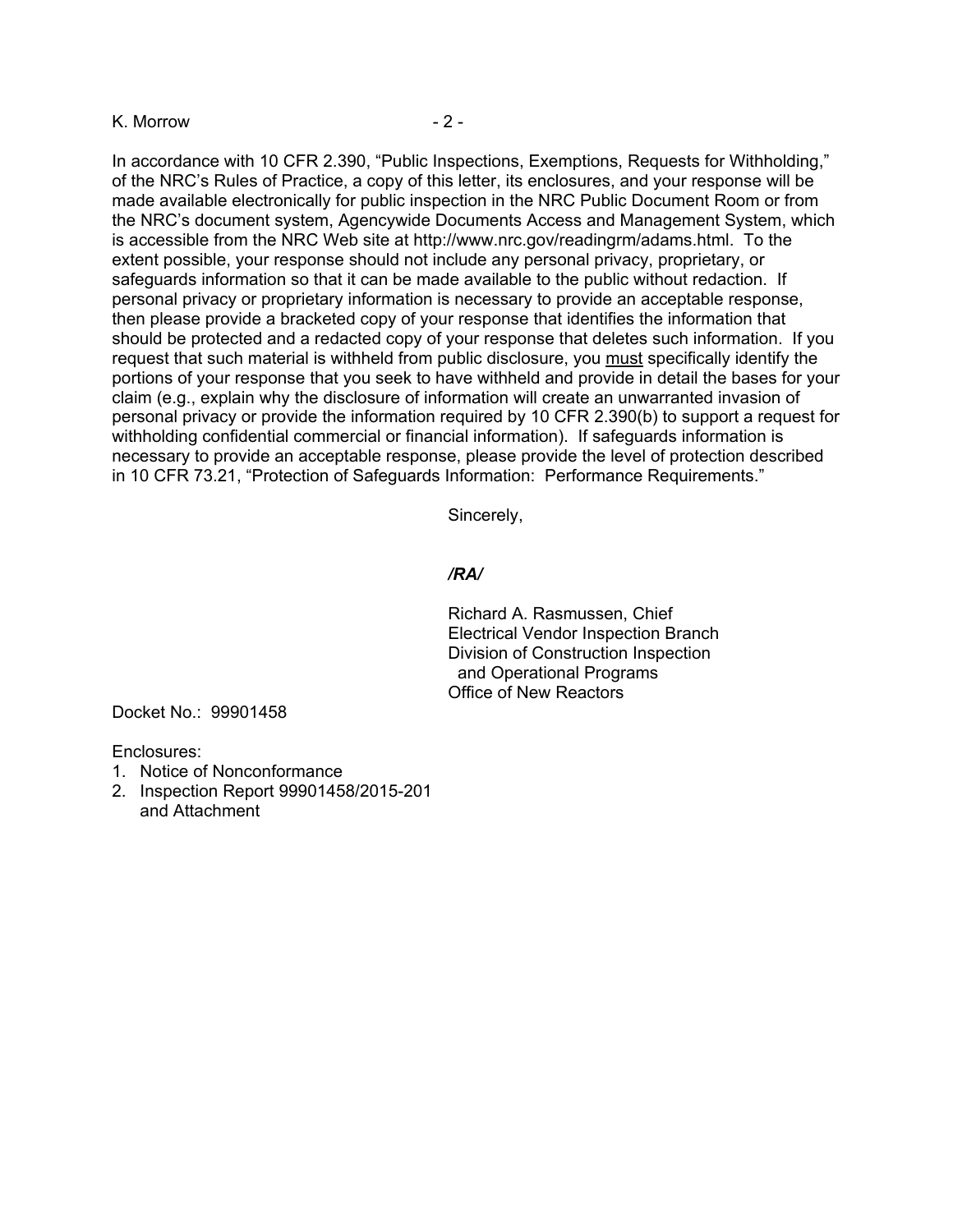In accordance with 10 CFR 2.390, "Public Inspections, Exemptions, Requests for Withholding," of the NRC's Rules of Practice, a copy of this letter, its enclosures, and your response will be made available electronically for public inspection in the NRC Public Document Room or from the NRC's document system, Agencywide Documents Access and Management System, which is accessible from the NRC Web site at http://www.nrc.gov/readingrm/adams.html. To the extent possible, your response should not include any personal privacy, proprietary, or safeguards information so that it can be made available to the public without redaction. If personal privacy or proprietary information is necessary to provide an acceptable response, then please provide a bracketed copy of your response that identifies the information that should be protected and a redacted copy of your response that deletes such information. If you request that such material is withheld from public disclosure, you must specifically identify the portions of your response that you seek to have withheld and provide in detail the bases for your claim (e.g., explain why the disclosure of information will create an unwarranted invasion of personal privacy or provide the information required by 10 CFR 2.390(b) to support a request for withholding confidential commercial or financial information). If safeguards information is necessary to provide an acceptable response, please provide the level of protection described in 10 CFR 73.21, "Protection of Safeguards Information: Performance Requirements."

Sincerely,

***/RA/***

Richard A. Rasmussen, Chief
Electrical Vendor Inspection Branch
Division of Construction Inspection
and Operational Programs
Office of New Reactors

Docket No.: 99901458

Enclosures:
1. Notice of Nonconformance
2. Inspection Report 99901458/2015-201 and Attachment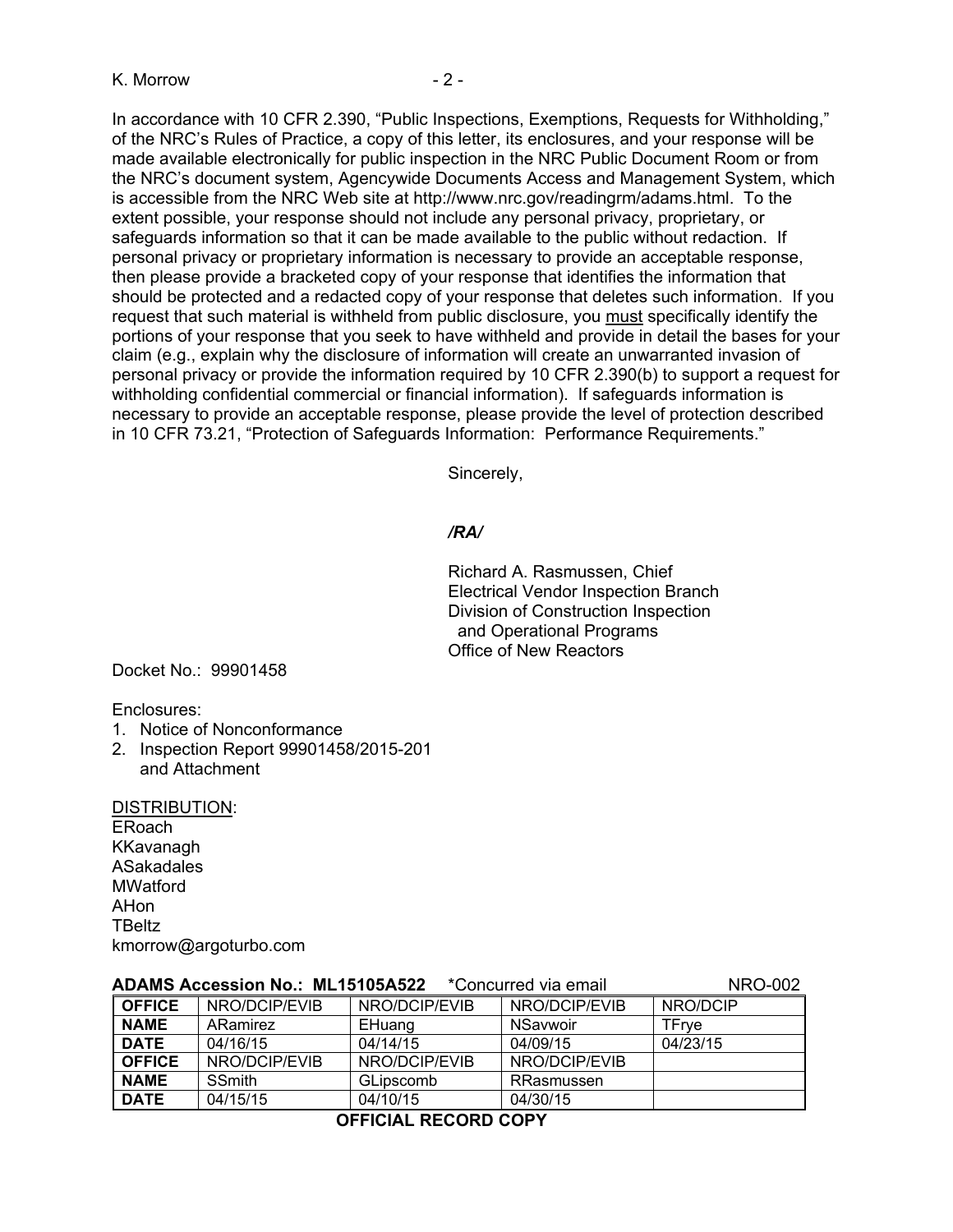In accordance with 10 CFR 2.390, “Public Inspections, Exemptions, Requests for Withholding,” of the NRC’s Rules of Practice, a copy of this letter, its enclosures, and your response will be made available electronically for public inspection in the NRC Public Document Room or from the NRC’s document system, Agencywide Documents Access and Management System, which is accessible from the NRC Web site at http://www.nrc.gov/readingrm/adams.html. To the extent possible, your response should not include any personal privacy, proprietary, or safeguards information so that it can be made available to the public without redaction. If personal privacy or proprietary information is necessary to provide an acceptable response, then please provide a bracketed copy of your response that identifies the information that should be protected and a redacted copy of your response that deletes such information. If you request that such material is withheld from public disclosure, you must specifically identify the portions of your response that you seek to have withheld and provide in detail the bases for your claim (e.g., explain why the disclosure of information will create an unwarranted invasion of personal privacy or provide the information required by 10 CFR 2.390(b) to support a request for withholding confidential commercial or financial information). If safeguards information is necessary to provide an acceptable response, please provide the level of protection described in 10 CFR 73.21, “Protection of Safeguards Information: Performance Requirements.”

Sincerely,

*/RA/*

Richard A. Rasmussen, Chief
Electrical Vendor Inspection Branch
Division of Construction Inspection
and Operational Programs
Office of New Reactors

Docket No.: 99901458

Enclosures:
1. Notice of Nonconformance
2. Inspection Report 99901458/2015-201 and Attachment

DISTRIBUTION:
ERoach
KKavanagh
ASakadales
MWatford
AHon
TBeltz
kmorrow@argoturbo.com

**ADAMS Accession No.: ML15105A522** *Concurred via email NRO-002

| **OFFICE** | NRO/DCIP/EVIB | NRO/DCIP/EVIB | NRO/DCIP/EVIB | NRO/DCIP |
|---|---|---|---|---|
| **NAME** | ARamirez | EHuang | NSavwoir | TFrye |
| **DATE** | 04/16/15 | 04/14/15 | 04/09/15 | 04/23/15 |
| **OFFICE** | NRO/DCIP/EVIB | NRO/DCIP/EVIB | NRO/DCIP/EVIB | |
| **NAME** | SSmith | GLipscomb | RRasmussen | |
| **DATE** | 04/15/15 | 04/10/15 | 04/30/15 | |

**OFFICIAL RECORD COPY**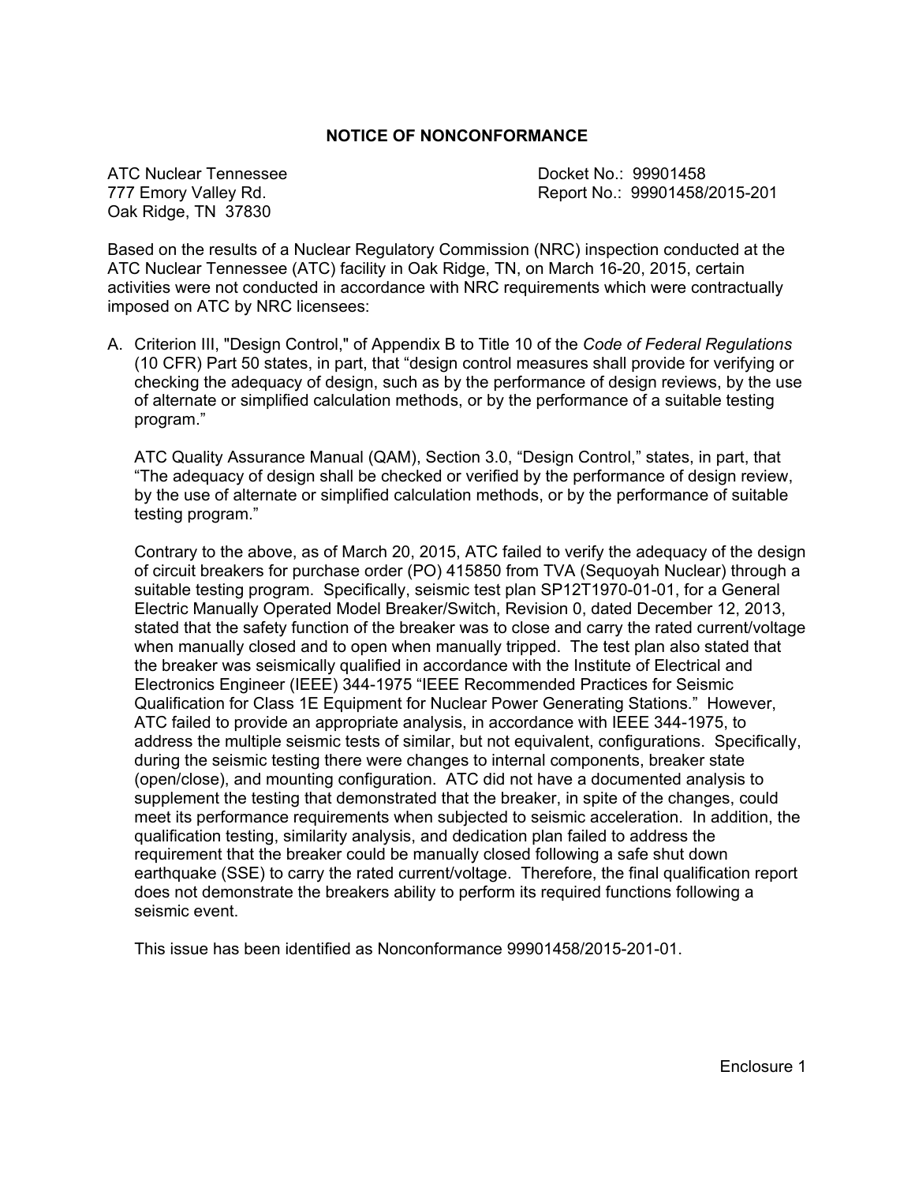## NOTICE OF NONCONFORMANCE

ATC Nuclear Tennessee
777 Emory Valley Rd.
Oak Ridge, TN 37830

Docket No.: 99901458
Report No.: 99901458/2015-201

Based on the results of a Nuclear Regulatory Commission (NRC) inspection conducted at the ATC Nuclear Tennessee (ATC) facility in Oak Ridge, TN, on March 16-20, 2015, certain activities were not conducted in accordance with NRC requirements which were contractually imposed on ATC by NRC licensees:

A. Criterion III, "Design Control," of Appendix B to Title 10 of the *Code of Federal Regulations* (10 CFR) Part 50 states, in part, that "design control measures shall provide for verifying or checking the adequacy of design, such as by the performance of design reviews, by the use of alternate or simplified calculation methods, or by the performance of a suitable testing program."

   ATC Quality Assurance Manual (QAM), Section 3.0, "Design Control," states, in part, that "The adequacy of design shall be checked or verified by the performance of design review, by the use of alternate or simplified calculation methods, or by the performance of suitable testing program."

   Contrary to the above, as of March 20, 2015, ATC failed to verify the adequacy of the design of circuit breakers for purchase order (PO) 415850 from TVA (Sequoyah Nuclear) through a suitable testing program. Specifically, seismic test plan SP12T1970-01-01, for a General Electric Manually Operated Model Breaker/Switch, Revision 0, dated December 12, 2013, stated that the safety function of the breaker was to close and carry the rated current/voltage when manually closed and to open when manually tripped. The test plan also stated that the breaker was seismically qualified in accordance with the Institute of Electrical and Electronics Engineer (IEEE) 344-1975 "IEEE Recommended Practices for Seismic Qualification for Class 1E Equipment for Nuclear Power Generating Stations." However, ATC failed to provide an appropriate analysis, in accordance with IEEE 344-1975, to address the multiple seismic tests of similar, but not equivalent, configurations. Specifically, during the seismic testing there were changes to internal components, breaker state (open/close), and mounting configuration. ATC did not have a documented analysis to supplement the testing that demonstrated that the breaker, in spite of the changes, could meet its performance requirements when subjected to seismic acceleration. In addition, the qualification testing, similarity analysis, and dedication plan failed to address the requirement that the breaker could be manually closed following a safe shut down earthquake (SSE) to carry the rated current/voltage. Therefore, the final qualification report does not demonstrate the breakers ability to perform its required functions following a seismic event.

   This issue has been identified as Nonconformance 99901458/2015-201-01.

Enclosure 1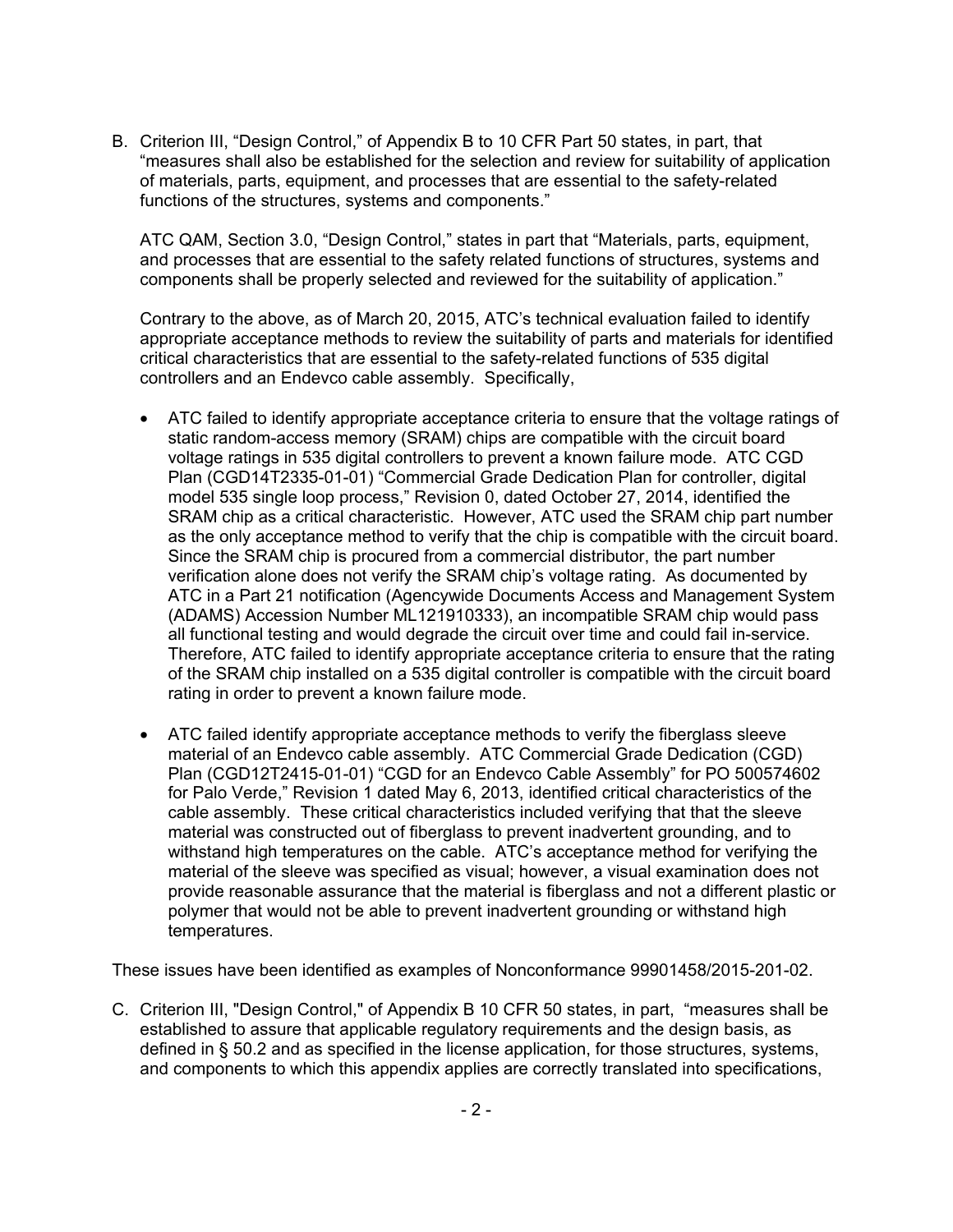B. Criterion III, "Design Control," of Appendix B to 10 CFR Part 50 states, in part, that "measures shall also be established for the selection and review for suitability of application of materials, parts, equipment, and processes that are essential to the safety-related functions of the structures, systems and components."

   ATC QAM, Section 3.0, "Design Control," states in part that "Materials, parts, equipment, and processes that are essential to the safety related functions of structures, systems and components shall be properly selected and reviewed for the suitability of application."

   Contrary to the above, as of March 20, 2015, ATC's technical evaluation failed to identify appropriate acceptance methods to review the suitability of parts and materials for identified critical characteristics that are essential to the safety-related functions of 535 digital controllers and an Endevco cable assembly. Specifically,

   - ATC failed to identify appropriate acceptance criteria to ensure that the voltage ratings of static random-access memory (SRAM) chips are compatible with the circuit board voltage ratings in 535 digital controllers to prevent a known failure mode. ATC CGD Plan (CGD14T2335-01-01) "Commercial Grade Dedication Plan for controller, digital model 535 single loop process," Revision 0, dated October 27, 2014, identified the SRAM chip as a critical characteristic. However, ATC used the SRAM chip part number as the only acceptance method to verify that the chip is compatible with the circuit board. Since the SRAM chip is procured from a commercial distributor, the part number verification alone does not verify the SRAM chip's voltage rating. As documented by ATC in a Part 21 notification (Agencywide Documents Access and Management System (ADAMS) Accession Number ML121910333), an incompatible SRAM chip would pass all functional testing and would degrade the circuit over time and could fail in-service. Therefore, ATC failed to identify appropriate acceptance criteria to ensure that the rating of the SRAM chip installed on a 535 digital controller is compatible with the circuit board rating in order to prevent a known failure mode.

   - ATC failed identify appropriate acceptance methods to verify the fiberglass sleeve material of an Endevco cable assembly. ATC Commercial Grade Dedication (CGD) Plan (CGD12T2415-01-01) "CGD for an Endevco Cable Assembly" for PO 500574602 for Palo Verde," Revision 1 dated May 6, 2013, identified critical characteristics of the cable assembly. These critical characteristics included verifying that that the sleeve material was constructed out of fiberglass to prevent inadvertent grounding, and to withstand high temperatures on the cable. ATC's acceptance method for verifying the material of the sleeve was specified as visual; however, a visual examination does not provide reasonable assurance that the material is fiberglass and not a different plastic or polymer that would not be able to prevent inadvertent grounding or withstand high temperatures.

These issues have been identified as examples of Nonconformance 99901458/2015-201-02.

C. Criterion III, "Design Control," of Appendix B 10 CFR 50 states, in part, "measures shall be established to assure that applicable regulatory requirements and the design basis, as defined in § 50.2 and as specified in the license application, for those structures, systems, and components to which this appendix applies are correctly translated into specifications,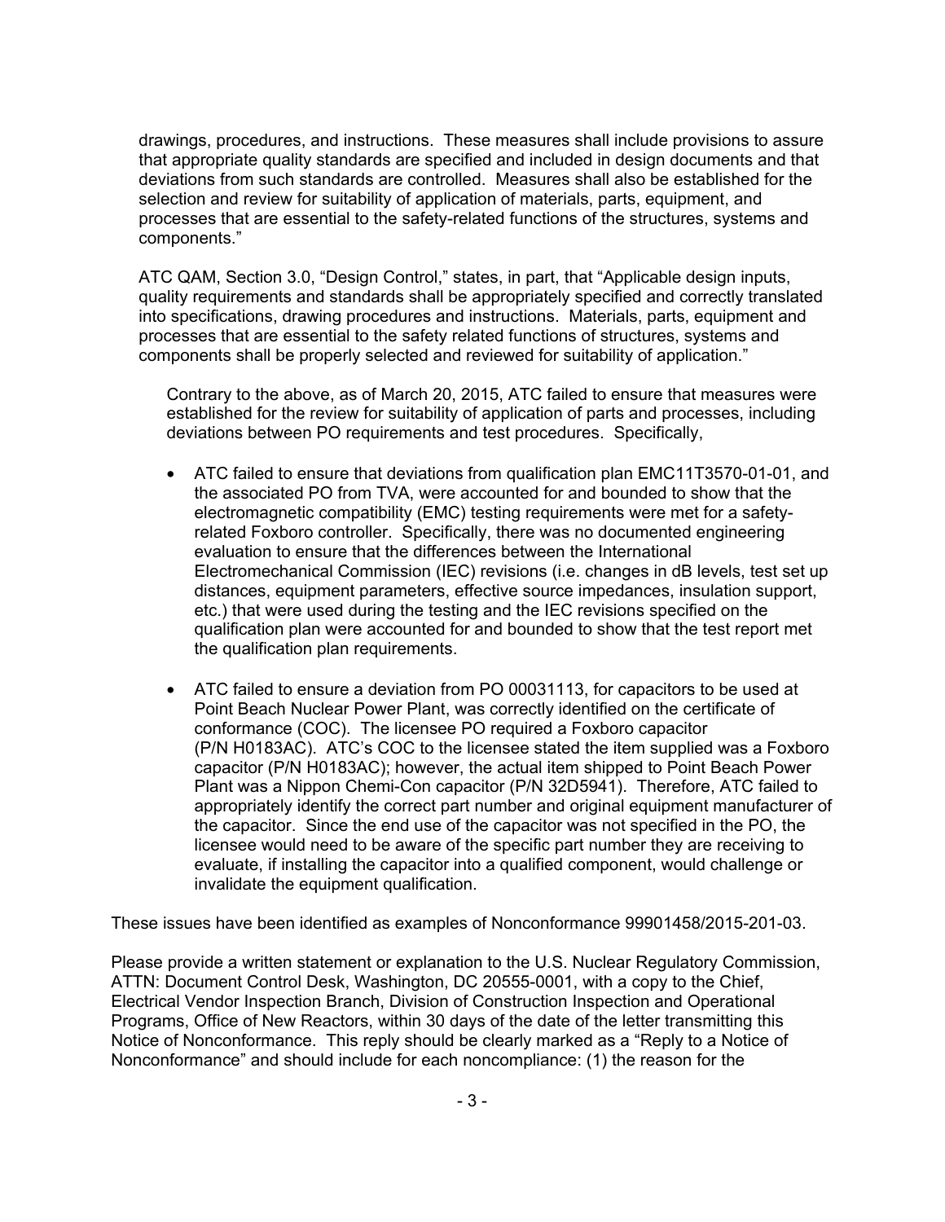drawings, procedures, and instructions. These measures shall include provisions to assure that appropriate quality standards are specified and included in design documents and that deviations from such standards are controlled. Measures shall also be established for the selection and review for suitability of application of materials, parts, equipment, and processes that are essential to the safety-related functions of the structures, systems and components."

ATC QAM, Section 3.0, "Design Control," states, in part, that "Applicable design inputs, quality requirements and standards shall be appropriately specified and correctly translated into specifications, drawing procedures and instructions. Materials, parts, equipment and processes that are essential to the safety related functions of structures, systems and components shall be properly selected and reviewed for suitability of application."

Contrary to the above, as of March 20, 2015, ATC failed to ensure that measures were established for the review for suitability of application of parts and processes, including deviations between PO requirements and test procedures. Specifically,

- ATC failed to ensure that deviations from qualification plan EMC11T3570-01-01, and the associated PO from TVA, were accounted for and bounded to show that the electromagnetic compatibility (EMC) testing requirements were met for a safety-related Foxboro controller. Specifically, there was no documented engineering evaluation to ensure that the differences between the International Electromechanical Commission (IEC) revisions (i.e. changes in dB levels, test set up distances, equipment parameters, effective source impedances, insulation support, etc.) that were used during the testing and the IEC revisions specified on the qualification plan were accounted for and bounded to show that the test report met the qualification plan requirements.

- ATC failed to ensure a deviation from PO 00031113, for capacitors to be used at Point Beach Nuclear Power Plant, was correctly identified on the certificate of conformance (COC). The licensee PO required a Foxboro capacitor (P/N H0183AC). ATC's COC to the licensee stated the item supplied was a Foxboro capacitor (P/N H0183AC); however, the actual item shipped to Point Beach Power Plant was a Nippon Chemi-Con capacitor (P/N 32D5941). Therefore, ATC failed to appropriately identify the correct part number and original equipment manufacturer of the capacitor. Since the end use of the capacitor was not specified in the PO, the licensee would need to be aware of the specific part number they are receiving to evaluate, if installing the capacitor into a qualified component, would challenge or invalidate the equipment qualification.

These issues have been identified as examples of Nonconformance 99901458/2015-201-03.

Please provide a written statement or explanation to the U.S. Nuclear Regulatory Commission, ATTN: Document Control Desk, Washington, DC 20555-0001, with a copy to the Chief, Electrical Vendor Inspection Branch, Division of Construction Inspection and Operational Programs, Office of New Reactors, within 30 days of the date of the letter transmitting this Notice of Nonconformance. This reply should be clearly marked as a "Reply to a Notice of Nonconformance" and should include for each noncompliance: (1) the reason for the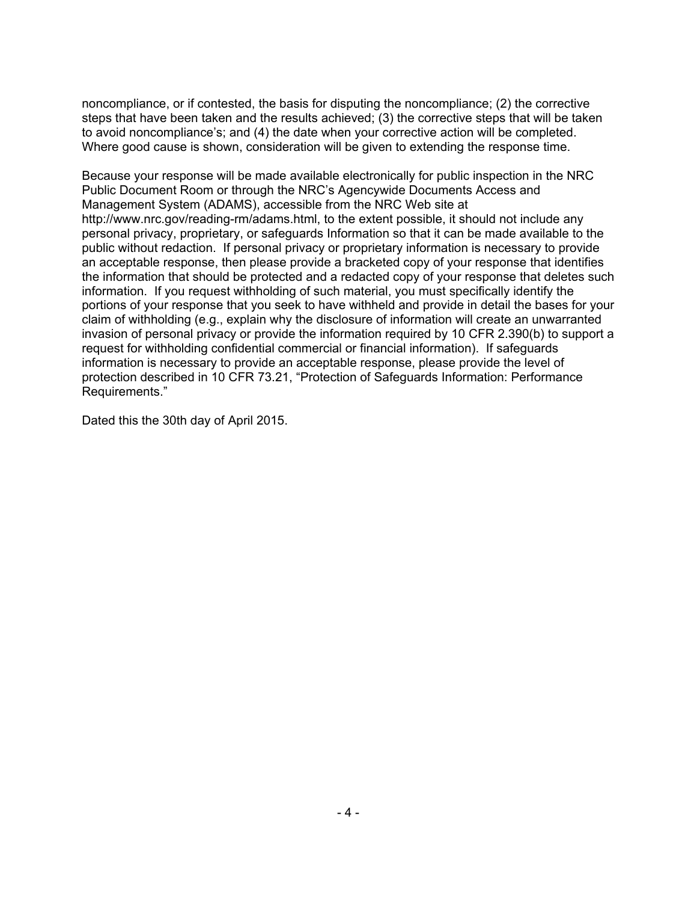noncompliance, or if contested, the basis for disputing the noncompliance; (2) the corrective steps that have been taken and the results achieved; (3) the corrective steps that will be taken to avoid noncompliance's; and (4) the date when your corrective action will be completed. Where good cause is shown, consideration will be given to extending the response time.

Because your response will be made available electronically for public inspection in the NRC Public Document Room or through the NRC's Agencywide Documents Access and Management System (ADAMS), accessible from the NRC Web site at http://www.nrc.gov/reading-rm/adams.html, to the extent possible, it should not include any personal privacy, proprietary, or safeguards Information so that it can be made available to the public without redaction. If personal privacy or proprietary information is necessary to provide an acceptable response, then please provide a bracketed copy of your response that identifies the information that should be protected and a redacted copy of your response that deletes such information. If you request withholding of such material, you must specifically identify the portions of your response that you seek to have withheld and provide in detail the bases for your claim of withholding (e.g., explain why the disclosure of information will create an unwarranted invasion of personal privacy or provide the information required by 10 CFR 2.390(b) to support a request for withholding confidential commercial or financial information). If safeguards information is necessary to provide an acceptable response, please provide the level of protection described in 10 CFR 73.21, "Protection of Safeguards Information: Performance Requirements."

Dated this the 30th day of April 2015.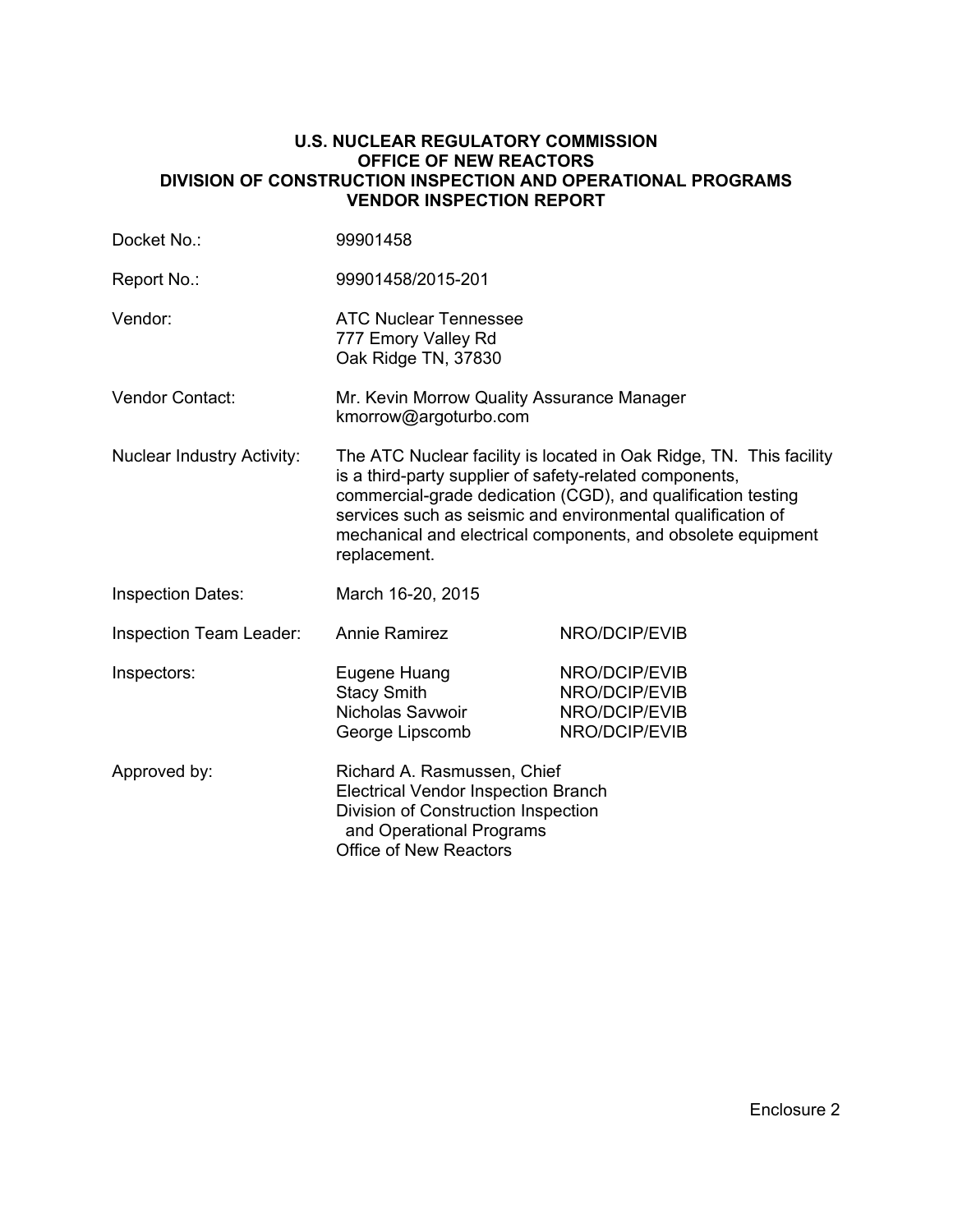**U.S. NUCLEAR REGULATORY COMMISSION**
**OFFICE OF NEW REACTORS**
**DIVISION OF CONSTRUCTION INSPECTION AND OPERATIONAL PROGRAMS**
**VENDOR INSPECTION REPORT**

| | | |
|---|---|---|
| Docket No.: | 99901458 | |
| Report No.: | 99901458/2015-201 | |
| Vendor: | ATC Nuclear Tennessee<br>777 Emory Valley Rd<br>Oak Ridge TN, 37830 | |
| Vendor Contact: | Mr. Kevin Morrow Quality Assurance Manager<br>kmorrow@argoturbo.com | |
| Nuclear Industry Activity: | The ATC Nuclear facility is located in Oak Ridge, TN. This facility is a third-party supplier of safety-related components, commercial-grade dedication (CGD), and qualification testing services such as seismic and environmental qualification of mechanical and electrical components, and obsolete equipment replacement. | |
| Inspection Dates: | March 16-20, 2015 | |
| Inspection Team Leader: | Annie Ramirez | NRO/DCIP/EVIB |
| Inspectors: | Eugene Huang<br>Stacy Smith<br>Nicholas Savwoir<br>George Lipscomb | NRO/DCIP/EVIB<br>NRO/DCIP/EVIB<br>NRO/DCIP/EVIB<br>NRO/DCIP/EVIB |
| Approved by: | Richard A. Rasmussen, Chief<br>Electrical Vendor Inspection Branch<br>Division of Construction Inspection and Operational Programs<br>Office of New Reactors | |

Enclosure 2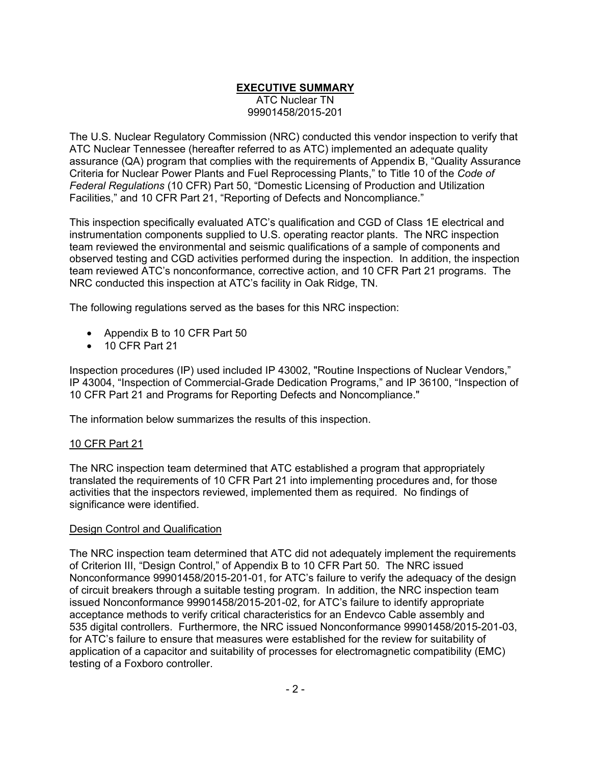# EXECUTIVE SUMMARY

ATC Nuclear TN
99901458/2015-201

The U.S. Nuclear Regulatory Commission (NRC) conducted this vendor inspection to verify that ATC Nuclear Tennessee (hereafter referred to as ATC) implemented an adequate quality assurance (QA) program that complies with the requirements of Appendix B, "Quality Assurance Criteria for Nuclear Power Plants and Fuel Reprocessing Plants," to Title 10 of the *Code of Federal Regulations* (10 CFR) Part 50, "Domestic Licensing of Production and Utilization Facilities," and 10 CFR Part 21, "Reporting of Defects and Noncompliance."

This inspection specifically evaluated ATC's qualification and CGD of Class 1E electrical and instrumentation components supplied to U.S. operating reactor plants. The NRC inspection team reviewed the environmental and seismic qualifications of a sample of components and observed testing and CGD activities performed during the inspection. In addition, the inspection team reviewed ATC's nonconformance, corrective action, and 10 CFR Part 21 programs. The NRC conducted this inspection at ATC's facility in Oak Ridge, TN.

The following regulations served as the bases for this NRC inspection:

- Appendix B to 10 CFR Part 50
- 10 CFR Part 21

Inspection procedures (IP) used included IP 43002, "Routine Inspections of Nuclear Vendors," IP 43004, "Inspection of Commercial-Grade Dedication Programs," and IP 36100, "Inspection of 10 CFR Part 21 and Programs for Reporting Defects and Noncompliance."

The information below summarizes the results of this inspection.

## 10 CFR Part 21

The NRC inspection team determined that ATC established a program that appropriately translated the requirements of 10 CFR Part 21 into implementing procedures and, for those activities that the inspectors reviewed, implemented them as required. No findings of significance were identified.

## Design Control and Qualification

The NRC inspection team determined that ATC did not adequately implement the requirements of Criterion III, "Design Control," of Appendix B to 10 CFR Part 50. The NRC issued Nonconformance 99901458/2015-201-01, for ATC's failure to verify the adequacy of the design of circuit breakers through a suitable testing program. In addition, the NRC inspection team issued Nonconformance 99901458/2015-201-02, for ATC's failure to identify appropriate acceptance methods to verify critical characteristics for an Endevco Cable assembly and 535 digital controllers. Furthermore, the NRC issued Nonconformance 99901458/2015-201-03, for ATC's failure to ensure that measures were established for the review for suitability of application of a capacitor and suitability of processes for electromagnetic compatibility (EMC) testing of a Foxboro controller.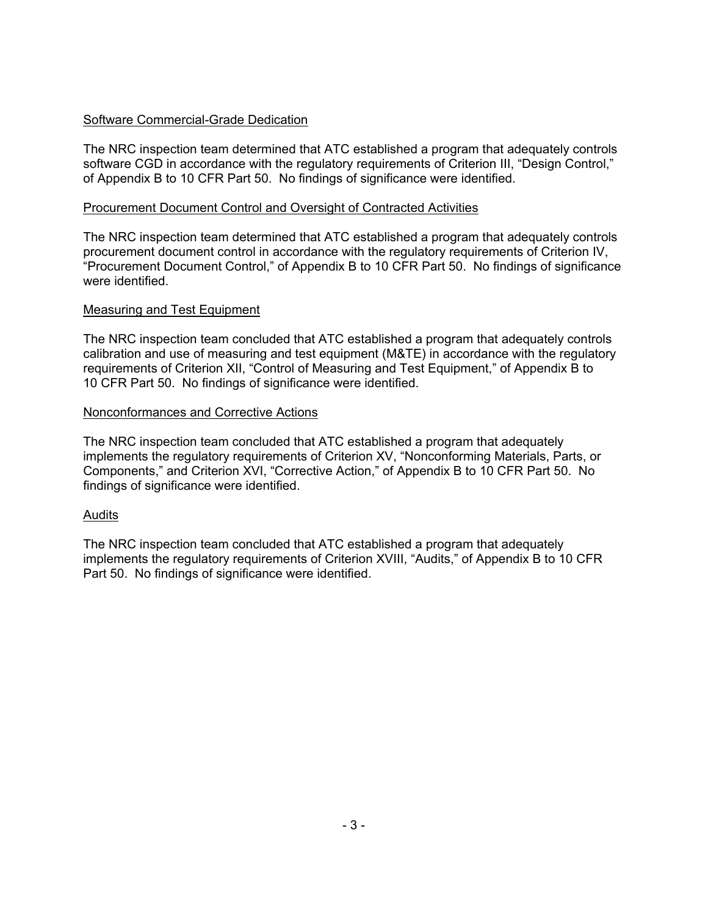Software Commercial-Grade Dedication

The NRC inspection team determined that ATC established a program that adequately controls software CGD in accordance with the regulatory requirements of Criterion III, "Design Control," of Appendix B to 10 CFR Part 50. No findings of significance were identified.

Procurement Document Control and Oversight of Contracted Activities

The NRC inspection team determined that ATC established a program that adequately controls procurement document control in accordance with the regulatory requirements of Criterion IV, "Procurement Document Control," of Appendix B to 10 CFR Part 50. No findings of significance were identified.

Measuring and Test Equipment

The NRC inspection team concluded that ATC established a program that adequately controls calibration and use of measuring and test equipment (M&TE) in accordance with the regulatory requirements of Criterion XII, "Control of Measuring and Test Equipment," of Appendix B to 10 CFR Part 50. No findings of significance were identified.

Nonconformances and Corrective Actions

The NRC inspection team concluded that ATC established a program that adequately implements the regulatory requirements of Criterion XV, "Nonconforming Materials, Parts, or Components," and Criterion XVI, "Corrective Action," of Appendix B to 10 CFR Part 50. No findings of significance were identified.

Audits

The NRC inspection team concluded that ATC established a program that adequately implements the regulatory requirements of Criterion XVIII, "Audits," of Appendix B to 10 CFR Part 50. No findings of significance were identified.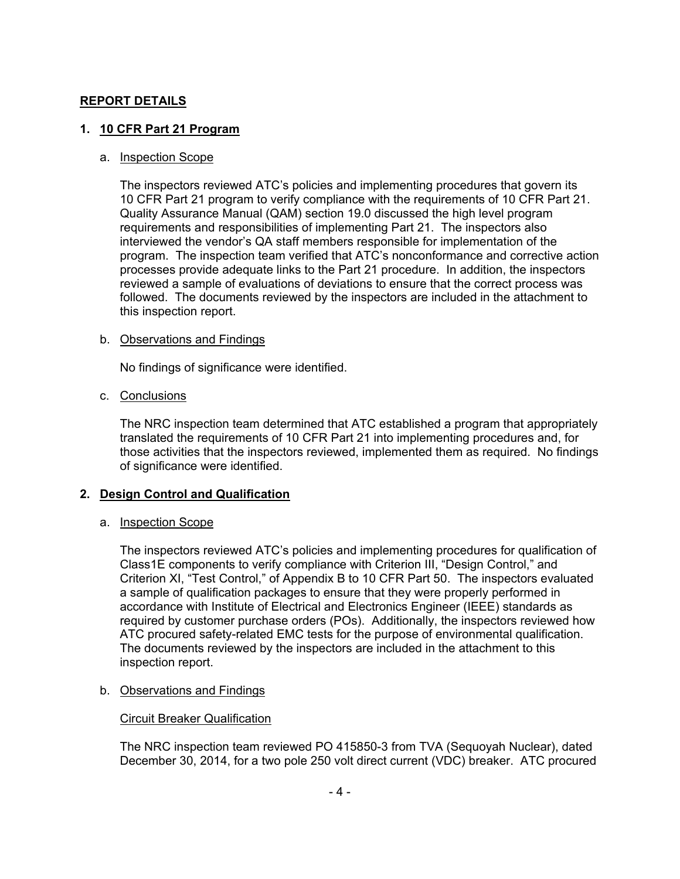## REPORT DETAILS

### 1. 10 CFR Part 21 Program

a. Inspection Scope

The inspectors reviewed ATC's policies and implementing procedures that govern its 10 CFR Part 21 program to verify compliance with the requirements of 10 CFR Part 21. Quality Assurance Manual (QAM) section 19.0 discussed the high level program requirements and responsibilities of implementing Part 21. The inspectors also interviewed the vendor's QA staff members responsible for implementation of the program. The inspection team verified that ATC's nonconformance and corrective action processes provide adequate links to the Part 21 procedure. In addition, the inspectors reviewed a sample of evaluations of deviations to ensure that the correct process was followed. The documents reviewed by the inspectors are included in the attachment to this inspection report.

b. Observations and Findings

No findings of significance were identified.

c. Conclusions

The NRC inspection team determined that ATC established a program that appropriately translated the requirements of 10 CFR Part 21 into implementing procedures and, for those activities that the inspectors reviewed, implemented them as required. No findings of significance were identified.

### 2. Design Control and Qualification

a. Inspection Scope

The inspectors reviewed ATC's policies and implementing procedures for qualification of Class1E components to verify compliance with Criterion III, "Design Control," and Criterion XI, "Test Control," of Appendix B to 10 CFR Part 50. The inspectors evaluated a sample of qualification packages to ensure that they were properly performed in accordance with Institute of Electrical and Electronics Engineer (IEEE) standards as required by customer purchase orders (POs). Additionally, the inspectors reviewed how ATC procured safety-related EMC tests for the purpose of environmental qualification. The documents reviewed by the inspectors are included in the attachment to this inspection report.

b. Observations and Findings

Circuit Breaker Qualification

The NRC inspection team reviewed PO 415850-3 from TVA (Sequoyah Nuclear), dated December 30, 2014, for a two pole 250 volt direct current (VDC) breaker. ATC procured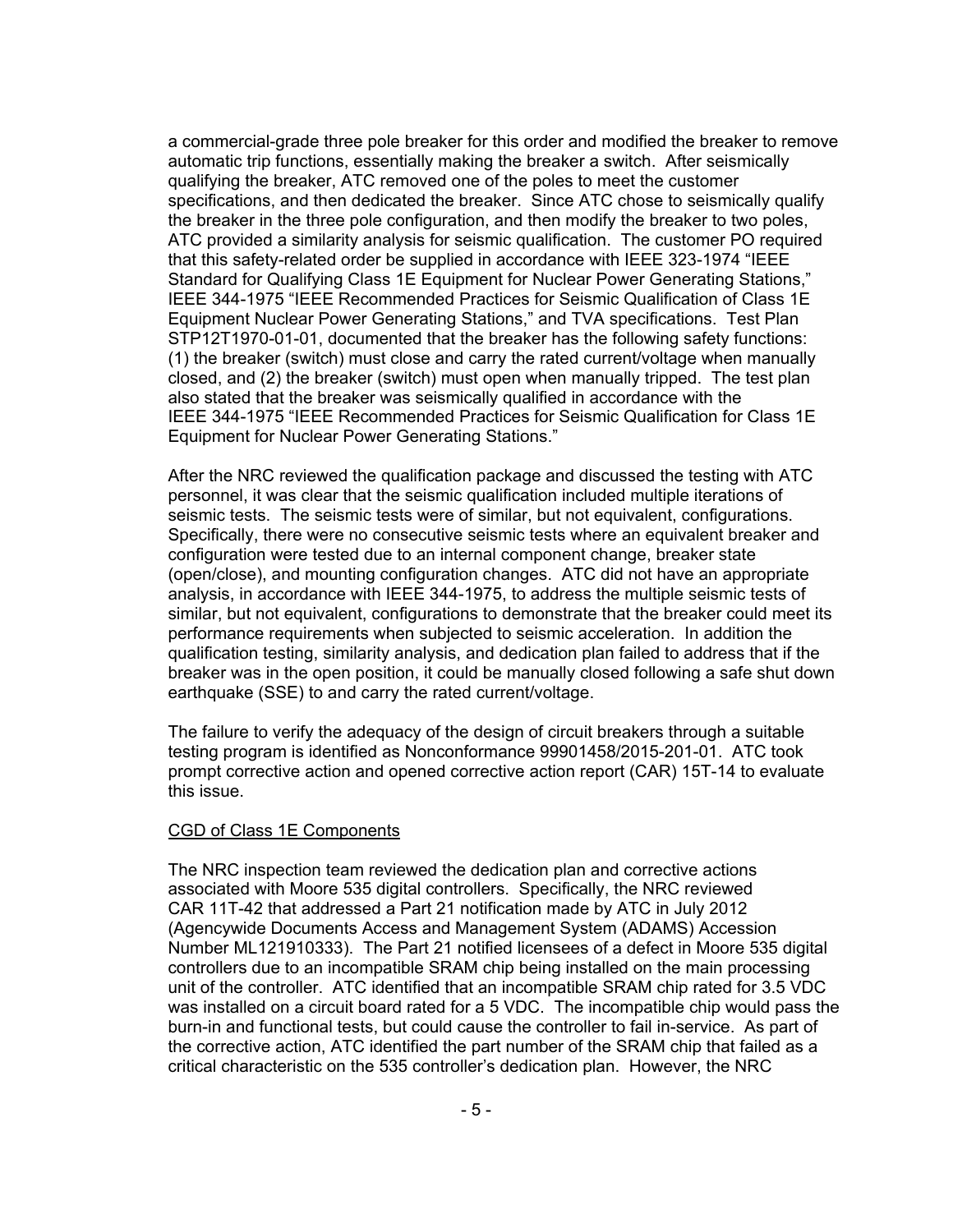a commercial-grade three pole breaker for this order and modified the breaker to remove automatic trip functions, essentially making the breaker a switch. After seismically qualifying the breaker, ATC removed one of the poles to meet the customer specifications, and then dedicated the breaker. Since ATC chose to seismically qualify the breaker in the three pole configuration, and then modify the breaker to two poles, ATC provided a similarity analysis for seismic qualification. The customer PO required that this safety-related order be supplied in accordance with IEEE 323-1974 "IEEE Standard for Qualifying Class 1E Equipment for Nuclear Power Generating Stations," IEEE 344-1975 "IEEE Recommended Practices for Seismic Qualification of Class 1E Equipment Nuclear Power Generating Stations," and TVA specifications. Test Plan STP12T1970-01-01, documented that the breaker has the following safety functions: (1) the breaker (switch) must close and carry the rated current/voltage when manually closed, and (2) the breaker (switch) must open when manually tripped. The test plan also stated that the breaker was seismically qualified in accordance with the IEEE 344-1975 "IEEE Recommended Practices for Seismic Qualification for Class 1E Equipment for Nuclear Power Generating Stations."

After the NRC reviewed the qualification package and discussed the testing with ATC personnel, it was clear that the seismic qualification included multiple iterations of seismic tests. The seismic tests were of similar, but not equivalent, configurations. Specifically, there were no consecutive seismic tests where an equivalent breaker and configuration were tested due to an internal component change, breaker state (open/close), and mounting configuration changes. ATC did not have an appropriate analysis, in accordance with IEEE 344-1975, to address the multiple seismic tests of similar, but not equivalent, configurations to demonstrate that the breaker could meet its performance requirements when subjected to seismic acceleration. In addition the qualification testing, similarity analysis, and dedication plan failed to address that if the breaker was in the open position, it could be manually closed following a safe shut down earthquake (SSE) to and carry the rated current/voltage.

The failure to verify the adequacy of the design of circuit breakers through a suitable testing program is identified as Nonconformance 99901458/2015-201-01. ATC took prompt corrective action and opened corrective action report (CAR) 15T-14 to evaluate this issue.

CGD of Class 1E Components

The NRC inspection team reviewed the dedication plan and corrective actions associated with Moore 535 digital controllers. Specifically, the NRC reviewed CAR 11T-42 that addressed a Part 21 notification made by ATC in July 2012 (Agencywide Documents Access and Management System (ADAMS) Accession Number ML121910333). The Part 21 notified licensees of a defect in Moore 535 digital controllers due to an incompatible SRAM chip being installed on the main processing unit of the controller. ATC identified that an incompatible SRAM chip rated for 3.5 VDC was installed on a circuit board rated for a 5 VDC. The incompatible chip would pass the burn-in and functional tests, but could cause the controller to fail in-service. As part of the corrective action, ATC identified the part number of the SRAM chip that failed as a critical characteristic on the 535 controller's dedication plan. However, the NRC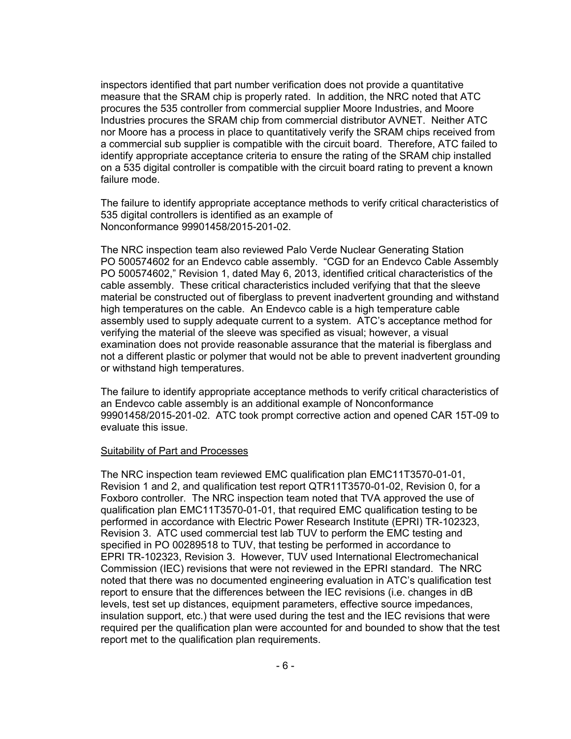inspectors identified that part number verification does not provide a quantitative measure that the SRAM chip is properly rated. In addition, the NRC noted that ATC procures the 535 controller from commercial supplier Moore Industries, and Moore Industries procures the SRAM chip from commercial distributor AVNET. Neither ATC nor Moore has a process in place to quantitatively verify the SRAM chips received from a commercial sub supplier is compatible with the circuit board. Therefore, ATC failed to identify appropriate acceptance criteria to ensure the rating of the SRAM chip installed on a 535 digital controller is compatible with the circuit board rating to prevent a known failure mode.

The failure to identify appropriate acceptance methods to verify critical characteristics of 535 digital controllers is identified as an example of Nonconformance 99901458/2015-201-02.

The NRC inspection team also reviewed Palo Verde Nuclear Generating Station PO 500574602 for an Endevco cable assembly. "CGD for an Endevco Cable Assembly PO 500574602," Revision 1, dated May 6, 2013, identified critical characteristics of the cable assembly. These critical characteristics included verifying that that the sleeve material be constructed out of fiberglass to prevent inadvertent grounding and withstand high temperatures on the cable. An Endevco cable is a high temperature cable assembly used to supply adequate current to a system. ATC's acceptance method for verifying the material of the sleeve was specified as visual; however, a visual examination does not provide reasonable assurance that the material is fiberglass and not a different plastic or polymer that would not be able to prevent inadvertent grounding or withstand high temperatures.

The failure to identify appropriate acceptance methods to verify critical characteristics of an Endevco cable assembly is an additional example of Nonconformance 99901458/2015-201-02. ATC took prompt corrective action and opened CAR 15T-09 to evaluate this issue.

Suitability of Part and Processes

The NRC inspection team reviewed EMC qualification plan EMC11T3570-01-01, Revision 1 and 2, and qualification test report QTR11T3570-01-02, Revision 0, for a Foxboro controller. The NRC inspection team noted that TVA approved the use of qualification plan EMC11T3570-01-01, that required EMC qualification testing to be performed in accordance with Electric Power Research Institute (EPRI) TR-102323, Revision 3. ATC used commercial test lab TUV to perform the EMC testing and specified in PO 00289518 to TUV, that testing be performed in accordance to EPRI TR-102323, Revision 3. However, TUV used International Electromechanical Commission (IEC) revisions that were not reviewed in the EPRI standard. The NRC noted that there was no documented engineering evaluation in ATC's qualification test report to ensure that the differences between the IEC revisions (i.e. changes in dB levels, test set up distances, equipment parameters, effective source impedances, insulation support, etc.) that were used during the test and the IEC revisions that were required per the qualification plan were accounted for and bounded to show that the test report met to the qualification plan requirements.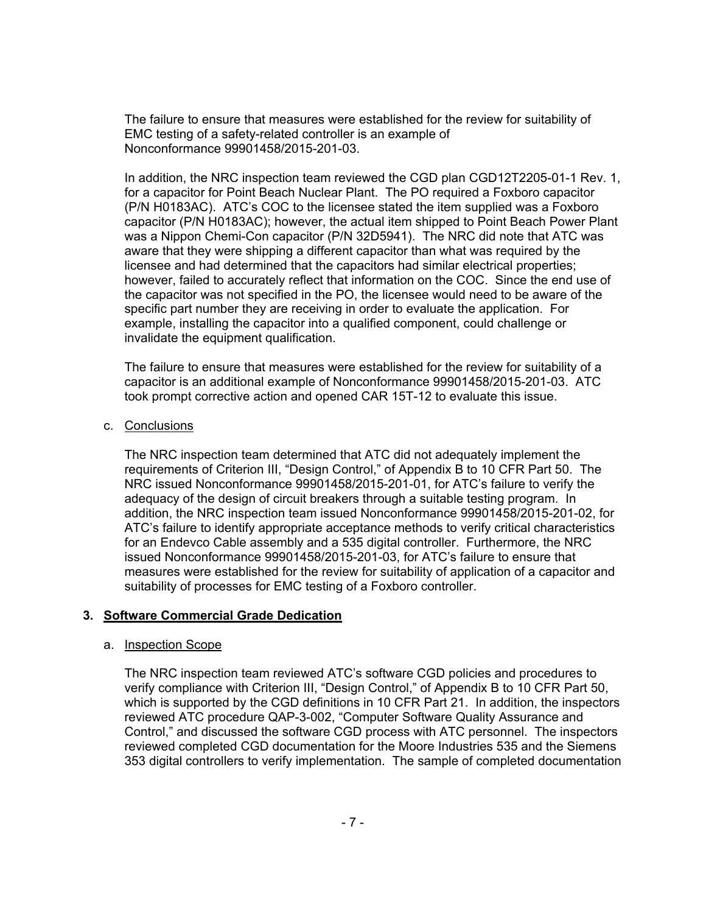The failure to ensure that measures were established for the review for suitability of EMC testing of a safety-related controller is an example of Nonconformance 99901458/2015-201-03.

In addition, the NRC inspection team reviewed the CGD plan CGD12T2205-01-1 Rev. 1, for a capacitor for Point Beach Nuclear Plant. The PO required a Foxboro capacitor (P/N H0183AC). ATC's COC to the licensee stated the item supplied was a Foxboro capacitor (P/N H0183AC); however, the actual item shipped to Point Beach Power Plant was a Nippon Chemi-Con capacitor (P/N 32D5941). The NRC did note that ATC was aware that they were shipping a different capacitor than what was required by the licensee and had determined that the capacitors had similar electrical properties; however, failed to accurately reflect that information on the COC. Since the end use of the capacitor was not specified in the PO, the licensee would need to be aware of the specific part number they are receiving in order to evaluate the application. For example, installing the capacitor into a qualified component, could challenge or invalidate the equipment qualification.

The failure to ensure that measures were established for the review for suitability of a capacitor is an additional example of Nonconformance 99901458/2015-201-03. ATC took prompt corrective action and opened CAR 15T-12 to evaluate this issue.

c. Conclusions

The NRC inspection team determined that ATC did not adequately implement the requirements of Criterion III, "Design Control," of Appendix B to 10 CFR Part 50. The NRC issued Nonconformance 99901458/2015-201-01, for ATC's failure to verify the adequacy of the design of circuit breakers through a suitable testing program. In addition, the NRC inspection team issued Nonconformance 99901458/2015-201-02, for ATC's failure to identify appropriate acceptance methods to verify critical characteristics for an Endevco Cable assembly and a 535 digital controller. Furthermore, the NRC issued Nonconformance 99901458/2015-201-03, for ATC's failure to ensure that measures were established for the review for suitability of application of a capacitor and suitability of processes for EMC testing of a Foxboro controller.

## 3. Software Commercial Grade Dedication

a. Inspection Scope

The NRC inspection team reviewed ATC's software CGD policies and procedures to verify compliance with Criterion III, "Design Control," of Appendix B to 10 CFR Part 50, which is supported by the CGD definitions in 10 CFR Part 21. In addition, the inspectors reviewed ATC procedure QAP-3-002, "Computer Software Quality Assurance and Control," and discussed the software CGD process with ATC personnel. The inspectors reviewed completed CGD documentation for the Moore Industries 535 and the Siemens 353 digital controllers to verify implementation. The sample of completed documentation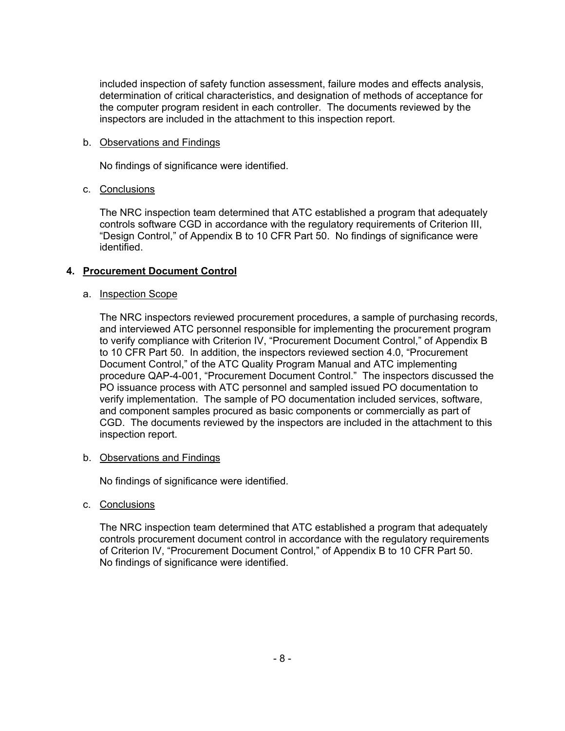included inspection of safety function assessment, failure modes and effects analysis, determination of critical characteristics, and designation of methods of acceptance for the computer program resident in each controller. The documents reviewed by the inspectors are included in the attachment to this inspection report.

b. Observations and Findings

No findings of significance were identified.

c. Conclusions

The NRC inspection team determined that ATC established a program that adequately controls software CGD in accordance with the regulatory requirements of Criterion III, "Design Control," of Appendix B to 10 CFR Part 50. No findings of significance were identified.

## 4. Procurement Document Control

a. Inspection Scope

The NRC inspectors reviewed procurement procedures, a sample of purchasing records, and interviewed ATC personnel responsible for implementing the procurement program to verify compliance with Criterion IV, "Procurement Document Control," of Appendix B to 10 CFR Part 50. In addition, the inspectors reviewed section 4.0, "Procurement Document Control," of the ATC Quality Program Manual and ATC implementing procedure QAP-4-001, "Procurement Document Control." The inspectors discussed the PO issuance process with ATC personnel and sampled issued PO documentation to verify implementation. The sample of PO documentation included services, software, and component samples procured as basic components or commercially as part of CGD. The documents reviewed by the inspectors are included in the attachment to this inspection report.

b. Observations and Findings

No findings of significance were identified.

c. Conclusions

The NRC inspection team determined that ATC established a program that adequately controls procurement document control in accordance with the regulatory requirements of Criterion IV, "Procurement Document Control," of Appendix B to 10 CFR Part 50. No findings of significance were identified.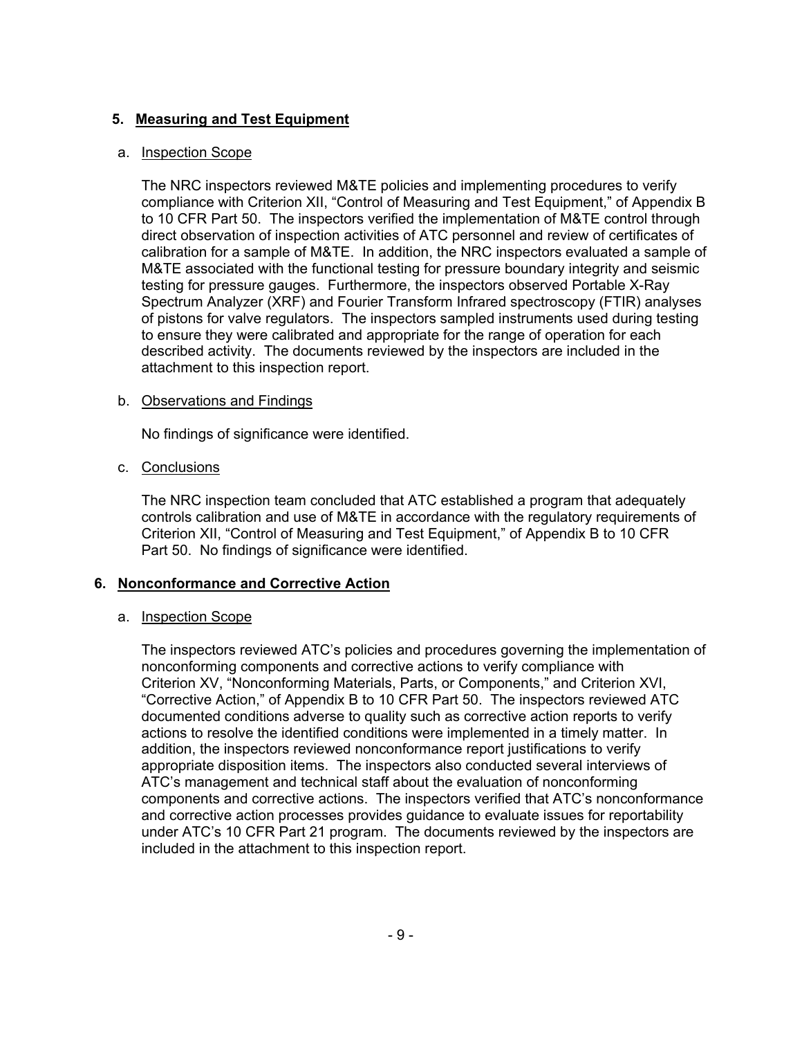## 5. Measuring and Test Equipment

### a. Inspection Scope

The NRC inspectors reviewed M&TE policies and implementing procedures to verify compliance with Criterion XII, "Control of Measuring and Test Equipment," of Appendix B to 10 CFR Part 50. The inspectors verified the implementation of M&TE control through direct observation of inspection activities of ATC personnel and review of certificates of calibration for a sample of M&TE. In addition, the NRC inspectors evaluated a sample of M&TE associated with the functional testing for pressure boundary integrity and seismic testing for pressure gauges. Furthermore, the inspectors observed Portable X-Ray Spectrum Analyzer (XRF) and Fourier Transform Infrared spectroscopy (FTIR) analyses of pistons for valve regulators. The inspectors sampled instruments used during testing to ensure they were calibrated and appropriate for the range of operation for each described activity. The documents reviewed by the inspectors are included in the attachment to this inspection report.

### b. Observations and Findings

No findings of significance were identified.

### c. Conclusions

The NRC inspection team concluded that ATC established a program that adequately controls calibration and use of M&TE in accordance with the regulatory requirements of Criterion XII, "Control of Measuring and Test Equipment," of Appendix B to 10 CFR Part 50. No findings of significance were identified.

## 6. Nonconformance and Corrective Action

### a. Inspection Scope

The inspectors reviewed ATC's policies and procedures governing the implementation of nonconforming components and corrective actions to verify compliance with Criterion XV, "Nonconforming Materials, Parts, or Components," and Criterion XVI, "Corrective Action," of Appendix B to 10 CFR Part 50. The inspectors reviewed ATC documented conditions adverse to quality such as corrective action reports to verify actions to resolve the identified conditions were implemented in a timely matter. In addition, the inspectors reviewed nonconformance report justifications to verify appropriate disposition items. The inspectors also conducted several interviews of ATC's management and technical staff about the evaluation of nonconforming components and corrective actions. The inspectors verified that ATC's nonconformance and corrective action processes provides guidance to evaluate issues for reportability under ATC's 10 CFR Part 21 program. The documents reviewed by the inspectors are included in the attachment to this inspection report.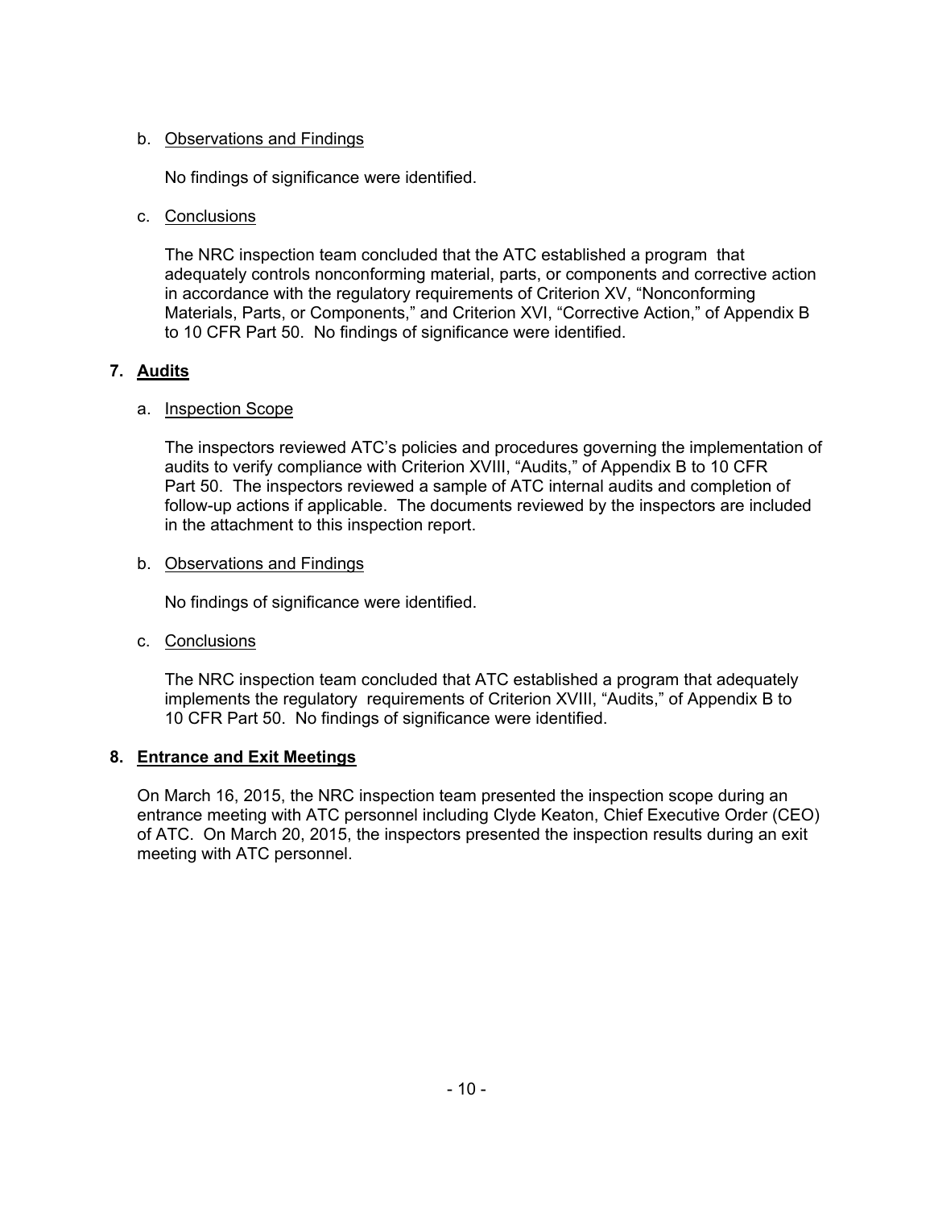b. Observations and Findings

No findings of significance were identified.

c. Conclusions

The NRC inspection team concluded that the ATC established a program that adequately controls nonconforming material, parts, or components and corrective action in accordance with the regulatory requirements of Criterion XV, "Nonconforming Materials, Parts, or Components," and Criterion XVI, "Corrective Action," of Appendix B to 10 CFR Part 50. No findings of significance were identified.

## 7. Audits

a. Inspection Scope

The inspectors reviewed ATC's policies and procedures governing the implementation of audits to verify compliance with Criterion XVIII, "Audits," of Appendix B to 10 CFR Part 50. The inspectors reviewed a sample of ATC internal audits and completion of follow-up actions if applicable. The documents reviewed by the inspectors are included in the attachment to this inspection report.

b. Observations and Findings

No findings of significance were identified.

c. Conclusions

The NRC inspection team concluded that ATC established a program that adequately implements the regulatory requirements of Criterion XVIII, "Audits," of Appendix B to 10 CFR Part 50. No findings of significance were identified.

## 8. Entrance and Exit Meetings

On March 16, 2015, the NRC inspection team presented the inspection scope during an entrance meeting with ATC personnel including Clyde Keaton, Chief Executive Order (CEO) of ATC. On March 20, 2015, the inspectors presented the inspection results during an exit meeting with ATC personnel.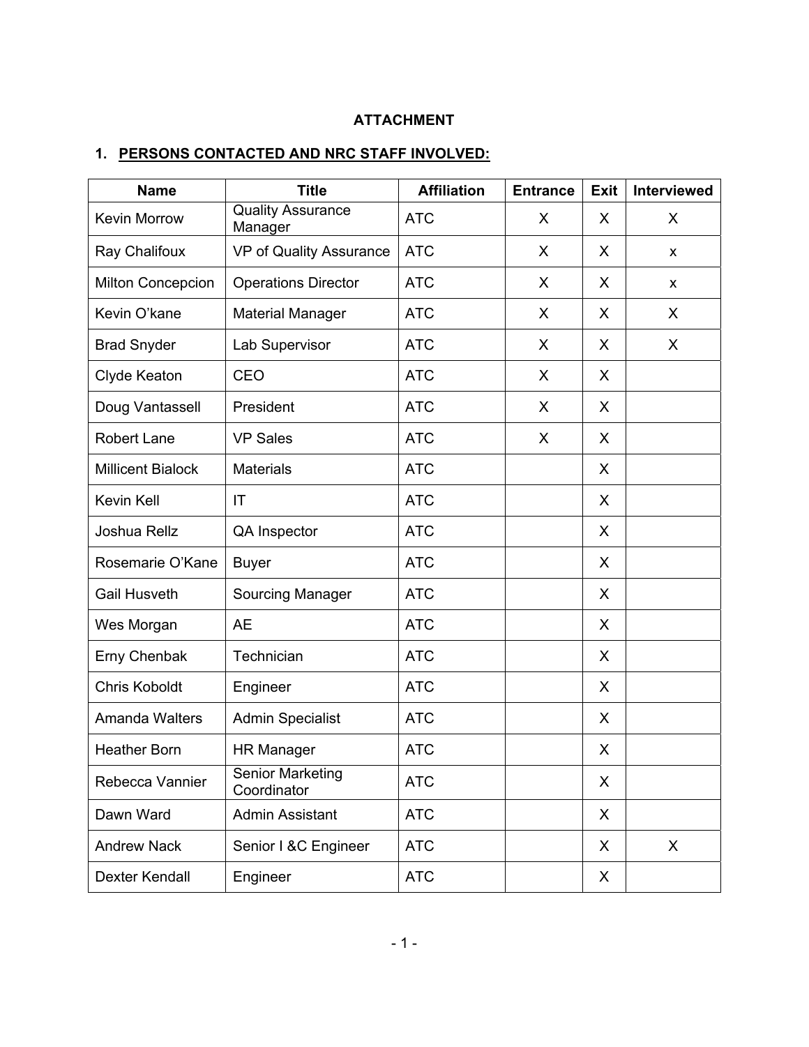**ATTACHMENT**

**1. PERSONS CONTACTED AND NRC STAFF INVOLVED:**

| Name | Title | Affiliation | Entrance | Exit | Interviewed |
|---|---|---|---|---|---|
| Kevin Morrow | Quality Assurance Manager | ATC | X | X | X |
| Ray Chalifoux | VP of Quality Assurance | ATC | X | X | x |
| Milton Concepcion | Operations Director | ATC | X | X | x |
| Kevin O'kane | Material Manager | ATC | X | X | X |
| Brad Snyder | Lab Supervisor | ATC | X | X | X |
| Clyde Keaton | CEO | ATC | X | X | |
| Doug Vantassell | President | ATC | X | X | |
| Robert Lane | VP Sales | ATC | X | X | |
| Millicent Bialock | Materials | ATC | | X | |
| Kevin Kell | IT | ATC | | X | |
| Joshua Rellz | QA Inspector | ATC | | X | |
| Rosemarie O'Kane | Buyer | ATC | | X | |
| Gail Husveth | Sourcing Manager | ATC | | X | |
| Wes Morgan | AE | ATC | | X | |
| Erny Chenbak | Technician | ATC | | X | |
| Chris Koboldt | Engineer | ATC | | X | |
| Amanda Walters | Admin Specialist | ATC | | X | |
| Heather Born | HR Manager | ATC | | X | |
| Rebecca Vannier | Senior Marketing Coordinator | ATC | | X | |
| Dawn Ward | Admin Assistant | ATC | | X | |
| Andrew Nack | Senior I &C Engineer | ATC | | X | X |
| Dexter Kendall | Engineer | ATC | | X | |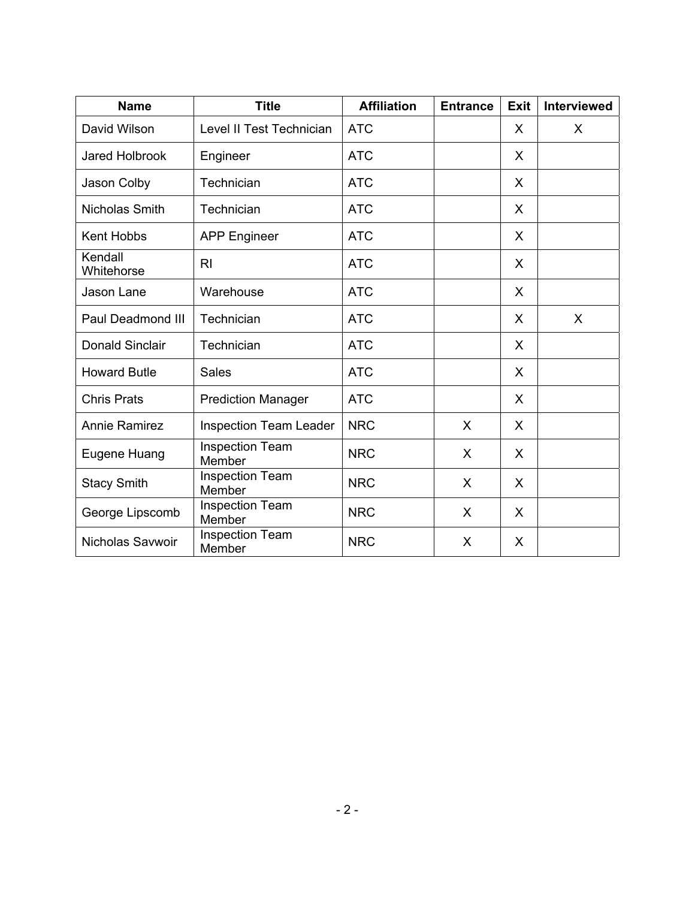| Name | Title | Affiliation | Entrance | Exit | Interviewed |
|---|---|---|---|---|---|
| David Wilson | Level II Test Technician | ATC | | X | X |
| Jared Holbrook | Engineer | ATC | | X | |
| Jason Colby | Technician | ATC | | X | |
| Nicholas Smith | Technician | ATC | | X | |
| Kent Hobbs | APP Engineer | ATC | | X | |
| Kendall Whitehorse | RI | ATC | | X | |
| Jason Lane | Warehouse | ATC | | X | |
| Paul Deadmond III | Technician | ATC | | X | X |
| Donald Sinclair | Technician | ATC | | X | |
| Howard Butle | Sales | ATC | | X | |
| Chris Prats | Prediction Manager | ATC | | X | |
| Annie Ramirez | Inspection Team Leader | NRC | X | X | |
| Eugene Huang | Inspection Team Member | NRC | X | X | |
| Stacy Smith | Inspection Team Member | NRC | X | X | |
| George Lipscomb | Inspection Team Member | NRC | X | X | |
| Nicholas Savwoir | Inspection Team Member | NRC | X | X | |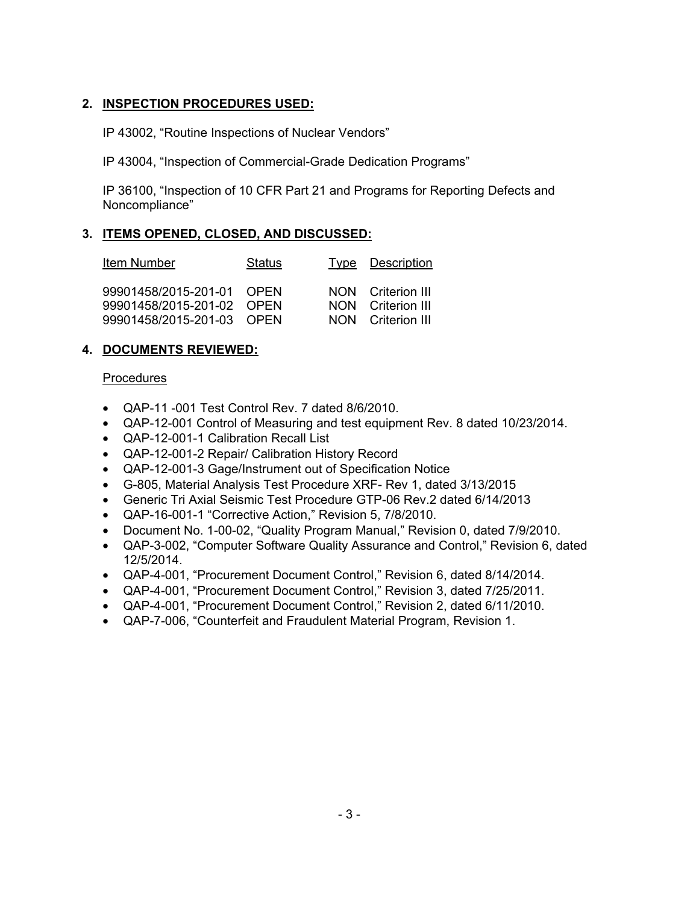## 2. INSPECTION PROCEDURES USED:

IP 43002, "Routine Inspections of Nuclear Vendors"

IP 43004, "Inspection of Commercial-Grade Dedication Programs"

IP 36100, "Inspection of 10 CFR Part 21 and Programs for Reporting Defects and Noncompliance"

## 3. ITEMS OPENED, CLOSED, AND DISCUSSED:

| Item Number | Status | Type | Description |
|---|---|---|---|
| 99901458/2015-201-01 | OPEN | NON | Criterion III |
| 99901458/2015-201-02 | OPEN | NON | Criterion III |
| 99901458/2015-201-03 | OPEN | NON | Criterion III |

## 4. DOCUMENTS REVIEWED:

Procedures

- QAP-11 -001 Test Control Rev. 7 dated 8/6/2010.
- QAP-12-001 Control of Measuring and test equipment Rev. 8 dated 10/23/2014.
- QAP-12-001-1 Calibration Recall List
- QAP-12-001-2 Repair/ Calibration History Record
- QAP-12-001-3 Gage/Instrument out of Specification Notice
- G-805, Material Analysis Test Procedure XRF- Rev 1, dated 3/13/2015
- Generic Tri Axial Seismic Test Procedure GTP-06 Rev.2 dated 6/14/2013
- QAP-16-001-1 "Corrective Action," Revision 5, 7/8/2010.
- Document No. 1-00-02, "Quality Program Manual," Revision 0, dated 7/9/2010.
- QAP-3-002, "Computer Software Quality Assurance and Control," Revision 6, dated 12/5/2014.
- QAP-4-001, "Procurement Document Control," Revision 6, dated 8/14/2014.
- QAP-4-001, "Procurement Document Control," Revision 3, dated 7/25/2011.
- QAP-4-001, "Procurement Document Control," Revision 2, dated 6/11/2010.
- QAP-7-006, "Counterfeit and Fraudulent Material Program, Revision 1.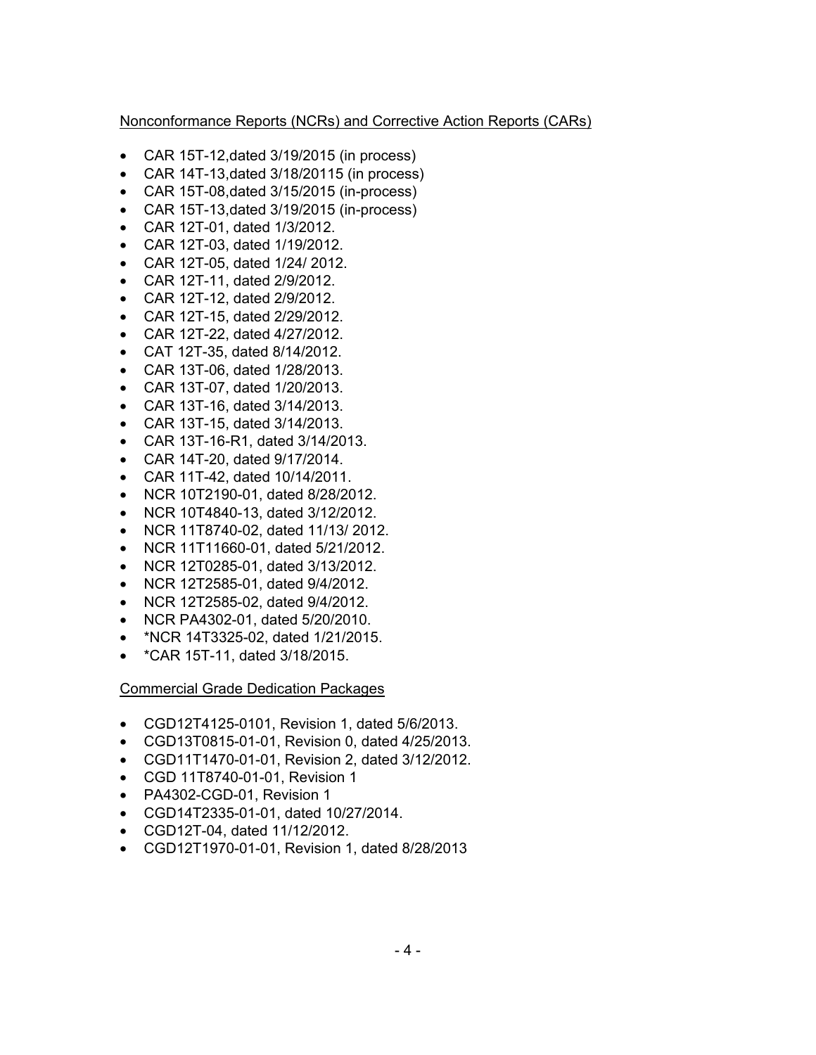Nonconformance Reports (NCRs) and Corrective Action Reports (CARs)

- CAR 15T-12,dated 3/19/2015 (in process)
- CAR 14T-13,dated 3/18/20115 (in process)
- CAR 15T-08,dated 3/15/2015 (in-process)
- CAR 15T-13,dated 3/19/2015 (in-process)
- CAR 12T-01, dated 1/3/2012.
- CAR 12T-03, dated 1/19/2012.
- CAR 12T-05, dated 1/24/ 2012.
- CAR 12T-11, dated 2/9/2012.
- CAR 12T-12, dated 2/9/2012.
- CAR 12T-15, dated 2/29/2012.
- CAR 12T-22, dated 4/27/2012.
- CAT 12T-35, dated 8/14/2012.
- CAR 13T-06, dated 1/28/2013.
- CAR 13T-07, dated 1/20/2013.
- CAR 13T-16, dated 3/14/2013.
- CAR 13T-15, dated 3/14/2013.
- CAR 13T-16-R1, dated 3/14/2013.
- CAR 14T-20, dated 9/17/2014.
- CAR 11T-42, dated 10/14/2011.
- NCR 10T2190-01, dated 8/28/2012.
- NCR 10T4840-13, dated 3/12/2012.
- NCR 11T8740-02, dated 11/13/ 2012.
- NCR 11T11660-01, dated 5/21/2012.
- NCR 12T0285-01, dated 3/13/2012.
- NCR 12T2585-01, dated 9/4/2012.
- NCR 12T2585-02, dated 9/4/2012.
- NCR PA4302-01, dated 5/20/2010.
- *NCR 14T3325-02, dated 1/21/2015.
- *CAR 15T-11, dated 3/18/2015.

Commercial Grade Dedication Packages

- CGD12T4125-0101, Revision 1, dated 5/6/2013.
- CGD13T0815-01-01, Revision 0, dated 4/25/2013.
- CGD11T1470-01-01, Revision 2, dated 3/12/2012.
- CGD 11T8740-01-01, Revision 1
- PA4302-CGD-01, Revision 1
- CGD14T2335-01-01, dated 10/27/2014.
- CGD12T-04, dated 11/12/2012.
- CGD12T1970-01-01, Revision 1, dated 8/28/2013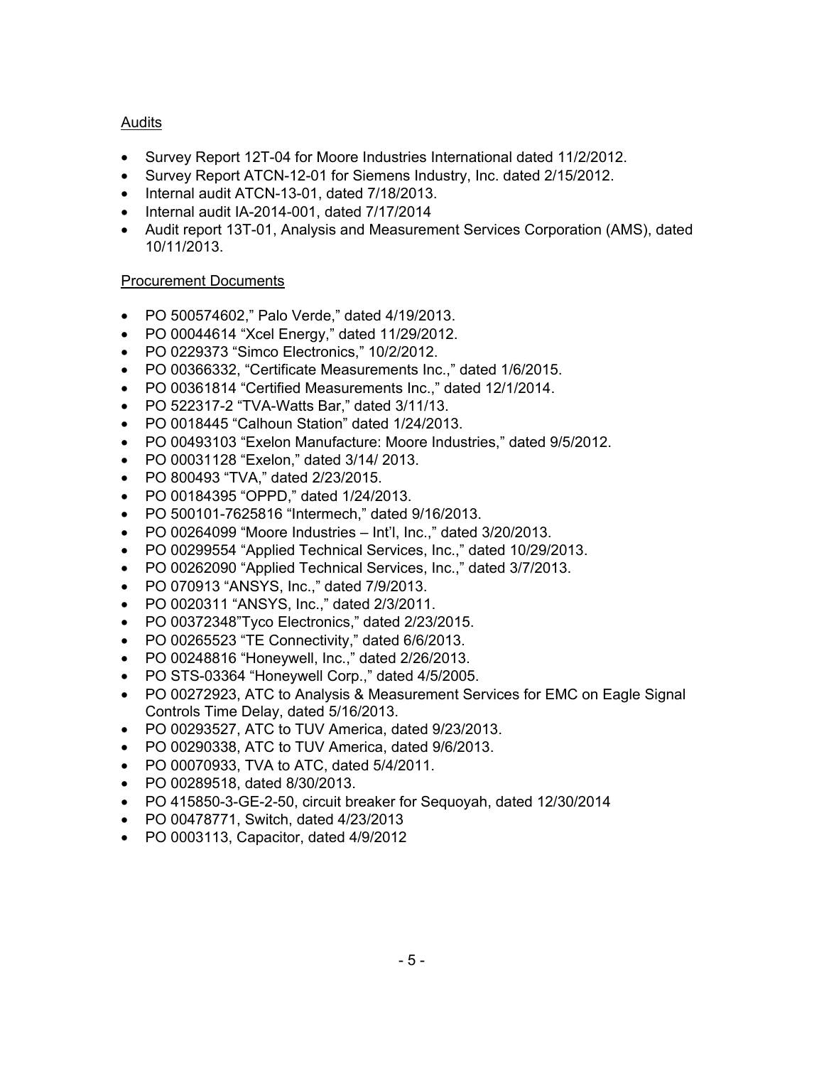Audits

- Survey Report 12T-04 for Moore Industries International dated 11/2/2012.
- Survey Report ATCN-12-01 for Siemens Industry, Inc. dated 2/15/2012.
- Internal audit ATCN-13-01, dated 7/18/2013.
- Internal audit IA-2014-001, dated 7/17/2014
- Audit report 13T-01, Analysis and Measurement Services Corporation (AMS), dated 10/11/2013.

Procurement Documents

- PO 500574602," Palo Verde," dated 4/19/2013.
- PO 00044614 "Xcel Energy," dated 11/29/2012.
- PO 0229373 "Simco Electronics," 10/2/2012.
- PO 00366332, "Certificate Measurements Inc.," dated 1/6/2015.
- PO 00361814 "Certified Measurements Inc.," dated 12/1/2014.
- PO 522317-2 "TVA-Watts Bar," dated 3/11/13.
- PO 0018445 "Calhoun Station" dated 1/24/2013.
- PO 00493103 "Exelon Manufacture: Moore Industries," dated 9/5/2012.
- PO 00031128 "Exelon," dated 3/14/ 2013.
- PO 800493 "TVA," dated 2/23/2015.
- PO 00184395 "OPPD," dated 1/24/2013.
- PO 500101-7625816 "Intermech," dated 9/16/2013.
- PO 00264099 "Moore Industries – Int'l, Inc.," dated 3/20/2013.
- PO 00299554 "Applied Technical Services, Inc.," dated 10/29/2013.
- PO 00262090 "Applied Technical Services, Inc.," dated 3/7/2013.
- PO 070913 "ANSYS, Inc.," dated 7/9/2013.
- PO 0020311 "ANSYS, Inc.," dated 2/3/2011.
- PO 00372348"Tyco Electronics," dated 2/23/2015.
- PO 00265523 "TE Connectivity," dated 6/6/2013.
- PO 00248816 "Honeywell, Inc.," dated 2/26/2013.
- PO STS-03364 "Honeywell Corp.," dated 4/5/2005.
- PO 00272923, ATC to Analysis & Measurement Services for EMC on Eagle Signal Controls Time Delay, dated 5/16/2013.
- PO 00293527, ATC to TUV America, dated 9/23/2013.
- PO 00290338, ATC to TUV America, dated 9/6/2013.
- PO 00070933, TVA to ATC, dated 5/4/2011.
- PO 00289518, dated 8/30/2013.
- PO 415850-3-GE-2-50, circuit breaker for Sequoyah, dated 12/30/2014
- PO 00478771, Switch, dated 4/23/2013
- PO 0003113, Capacitor, dated 4/9/2012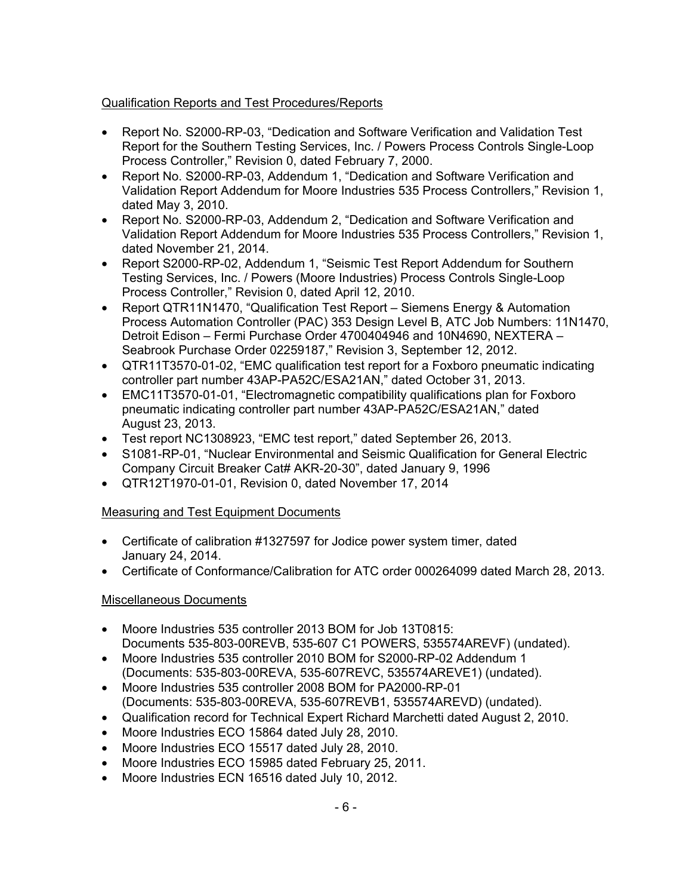Qualification Reports and Test Procedures/Reports

- Report No. S2000-RP-03, "Dedication and Software Verification and Validation Test Report for the Southern Testing Services, Inc. / Powers Process Controls Single-Loop Process Controller," Revision 0, dated February 7, 2000.
- Report No. S2000-RP-03, Addendum 1, "Dedication and Software Verification and Validation Report Addendum for Moore Industries 535 Process Controllers," Revision 1, dated May 3, 2010.
- Report No. S2000-RP-03, Addendum 2, "Dedication and Software Verification and Validation Report Addendum for Moore Industries 535 Process Controllers," Revision 1, dated November 21, 2014.
- Report S2000-RP-02, Addendum 1, "Seismic Test Report Addendum for Southern Testing Services, Inc. / Powers (Moore Industries) Process Controls Single-Loop Process Controller," Revision 0, dated April 12, 2010.
- Report QTR11N1470, "Qualification Test Report – Siemens Energy & Automation Process Automation Controller (PAC) 353 Design Level B, ATC Job Numbers: 11N1470, Detroit Edison – Fermi Purchase Order 4700404946 and 10N4690, NEXTERA – Seabrook Purchase Order 02259187," Revision 3, September 12, 2012.
- QTR11T3570-01-02, "EMC qualification test report for a Foxboro pneumatic indicating controller part number 43AP-PA52C/ESA21AN," dated October 31, 2013.
- EMC11T3570-01-01, "Electromagnetic compatibility qualifications plan for Foxboro pneumatic indicating controller part number 43AP-PA52C/ESA21AN," dated August 23, 2013.
- Test report NC1308923, "EMC test report," dated September 26, 2013.
- S1081-RP-01, "Nuclear Environmental and Seismic Qualification for General Electric Company Circuit Breaker Cat# AKR-20-30", dated January 9, 1996
- QTR12T1970-01-01, Revision 0, dated November 17, 2014

Measuring and Test Equipment Documents

- Certificate of calibration #1327597 for Jodice power system timer, dated January 24, 2014.
- Certificate of Conformance/Calibration for ATC order 000264099 dated March 28, 2013.

Miscellaneous Documents

- Moore Industries 535 controller 2013 BOM for Job 13T0815: Documents 535-803-00REVB, 535-607 C1 POWERS, 535574AREVF) (undated).
- Moore Industries 535 controller 2010 BOM for S2000-RP-02 Addendum 1 (Documents: 535-803-00REVA, 535-607REVC, 535574AREVE1) (undated).
- Moore Industries 535 controller 2008 BOM for PA2000-RP-01 (Documents: 535-803-00REVA, 535-607REVB1, 535574AREVD) (undated).
- Qualification record for Technical Expert Richard Marchetti dated August 2, 2010.
- Moore Industries ECO 15864 dated July 28, 2010.
- Moore Industries ECO 15517 dated July 28, 2010.
- Moore Industries ECO 15985 dated February 25, 2011.
- Moore Industries ECN 16516 dated July 10, 2012.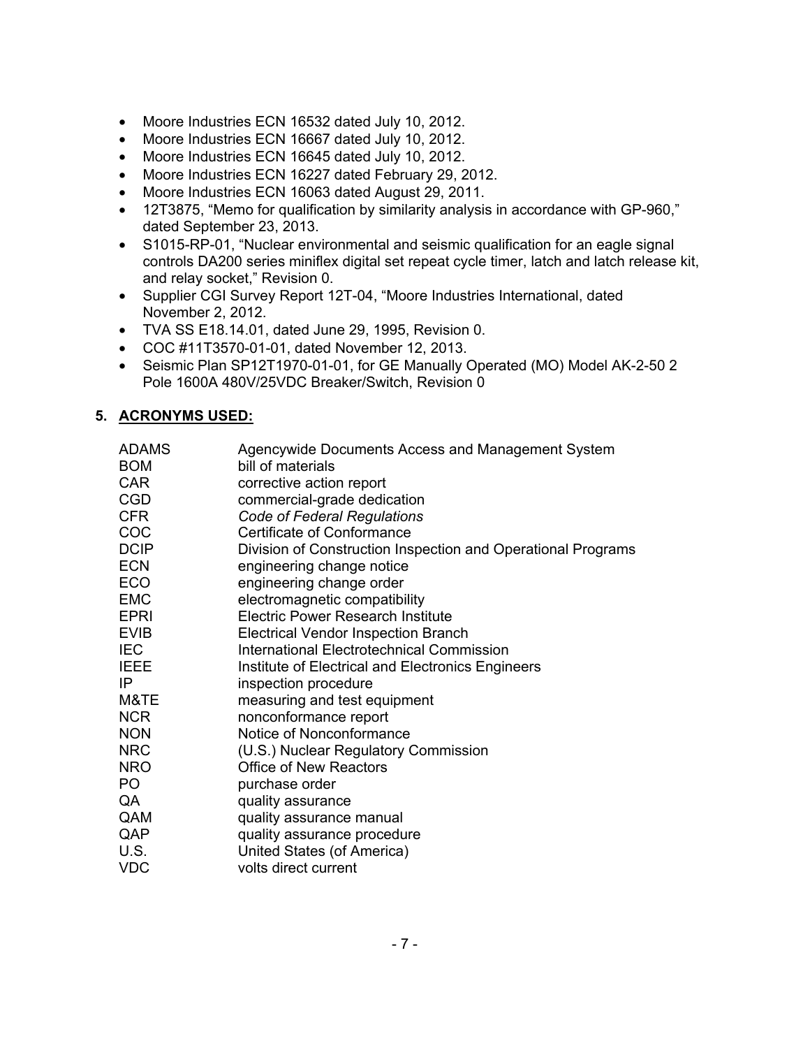- Moore Industries ECN 16532 dated July 10, 2012.
- Moore Industries ECN 16667 dated July 10, 2012.
- Moore Industries ECN 16645 dated July 10, 2012.
- Moore Industries ECN 16227 dated February 29, 2012.
- Moore Industries ECN 16063 dated August 29, 2011.
- 12T3875, "Memo for qualification by similarity analysis in accordance with GP-960," dated September 23, 2013.
- S1015-RP-01, "Nuclear environmental and seismic qualification for an eagle signal controls DA200 series miniflex digital set repeat cycle timer, latch and latch release kit, and relay socket," Revision 0.
- Supplier CGI Survey Report 12T-04, "Moore Industries International, dated November 2, 2012.
- TVA SS E18.14.01, dated June 29, 1995, Revision 0.
- COC #11T3570-01-01, dated November 12, 2013.
- Seismic Plan SP12T1970-01-01, for GE Manually Operated (MO) Model AK-2-50 2 Pole 1600A 480V/25VDC Breaker/Switch, Revision 0

## 5. ACRONYMS USED:

| | |
|---|---|
| ADAMS | Agencywide Documents Access and Management System |
| BOM | bill of materials |
| CAR | corrective action report |
| CGD | commercial-grade dedication |
| CFR | *Code of Federal Regulations* |
| COC | Certificate of Conformance |
| DCIP | Division of Construction Inspection and Operational Programs |
| ECN | engineering change notice |
| ECO | engineering change order |
| EMC | electromagnetic compatibility |
| EPRI | Electric Power Research Institute |
| EVIB | Electrical Vendor Inspection Branch |
| IEC | International Electrotechnical Commission |
| IEEE | Institute of Electrical and Electronics Engineers |
| IP | inspection procedure |
| M&TE | measuring and test equipment |
| NCR | nonconformance report |
| NON | Notice of Nonconformance |
| NRC | (U.S.) Nuclear Regulatory Commission |
| NRO | Office of New Reactors |
| PO | purchase order |
| QA | quality assurance |
| QAM | quality assurance manual |
| QAP | quality assurance procedure |
| U.S. | United States (of America) |
| VDC | volts direct current |